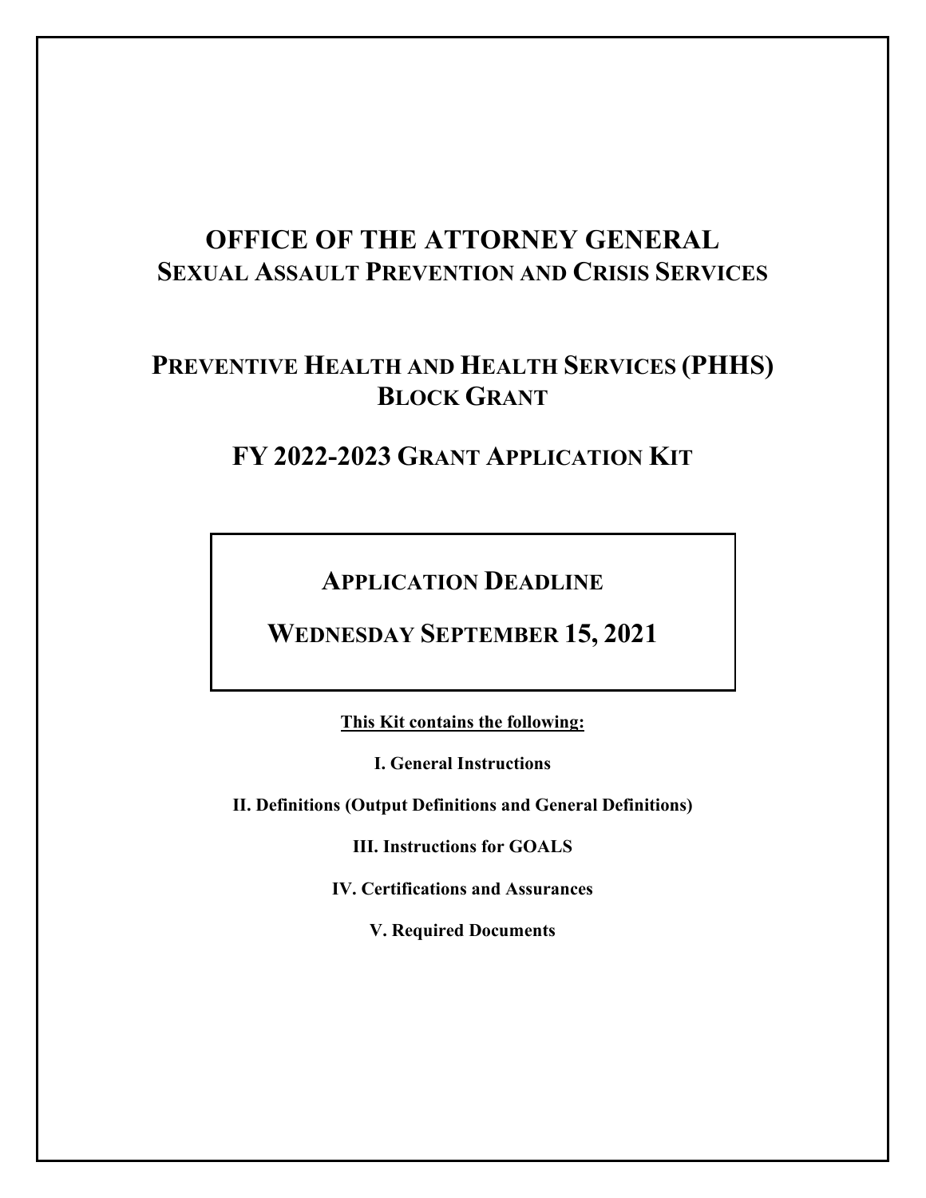# OFFICE OF THE ATTORNEY GENERAL
## SEXUAL ASSAULT PREVENTION AND CRISIS SERVICES

## PREVENTIVE HEALTH AND HEALTH SERVICES (PHHS) BLOCK GRANT

## FY 2022-2023 GRANT APPLICATION KIT

**APPLICATION DEADLINE**

**WEDNESDAY SEPTEMBER 15, 2021**

**This Kit contains the following:**

**I. General Instructions**

**II. Definitions (Output Definitions and General Definitions)**

**III. Instructions for GOALS**

**IV. Certifications and Assurances**

**V. Required Documents**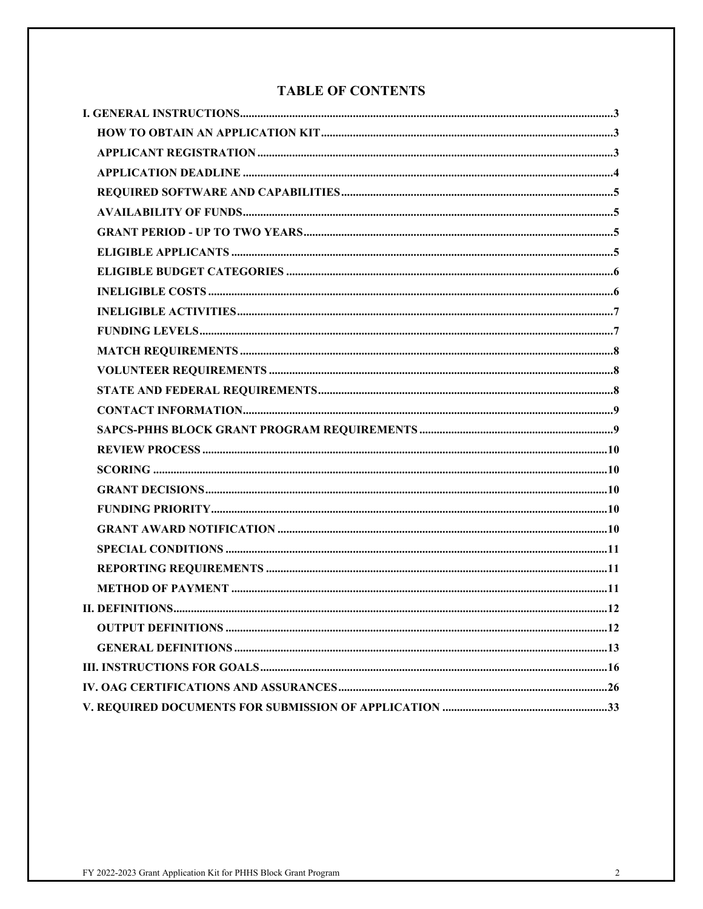# TABLE OF CONTENTS

**I. GENERAL INSTRUCTIONS** .......... 3

- **HOW TO OBTAIN AN APPLICATION KIT** .......... 3
- **APPLICANT REGISTRATION** .......... 3
- **APPLICATION DEADLINE** .......... 4
- **REQUIRED SOFTWARE AND CAPABILITIES** .......... 5
- **AVAILABILITY OF FUNDS** .......... 5
- **GRANT PERIOD - UP TO TWO YEARS** .......... 5
- **ELIGIBLE APPLICANTS** .......... 5
- **ELIGIBLE BUDGET CATEGORIES** .......... 6
- **INELIGIBLE COSTS** .......... 6
- **INELIGIBLE ACTIVITIES** .......... 7
- **FUNDING LEVELS** .......... 7
- **MATCH REQUIREMENTS** .......... 8
- **VOLUNTEER REQUIREMENTS** .......... 8
- **STATE AND FEDERAL REQUIREMENTS** .......... 8
- **CONTACT INFORMATION** .......... 9
- **SAPCS-PHHS BLOCK GRANT PROGRAM REQUIREMENTS** .......... 9
- **REVIEW PROCESS** .......... 10
- **SCORING** .......... 10
- **GRANT DECISIONS** .......... 10
- **FUNDING PRIORITY** .......... 10
- **GRANT AWARD NOTIFICATION** .......... 10
- **SPECIAL CONDITIONS** .......... 11
- **REPORTING REQUIREMENTS** .......... 11
- **METHOD OF PAYMENT** .......... 11

**II. DEFINITIONS** .......... 12

- **OUTPUT DEFINITIONS** .......... 12
- **GENERAL DEFINITIONS** .......... 13

**III. INSTRUCTIONS FOR GOALS** .......... 16

**IV. OAG CERTIFICATIONS AND ASSURANCES** .......... 26

**V. REQUIRED DOCUMENTS FOR SUBMISSION OF APPLICATION** .......... 33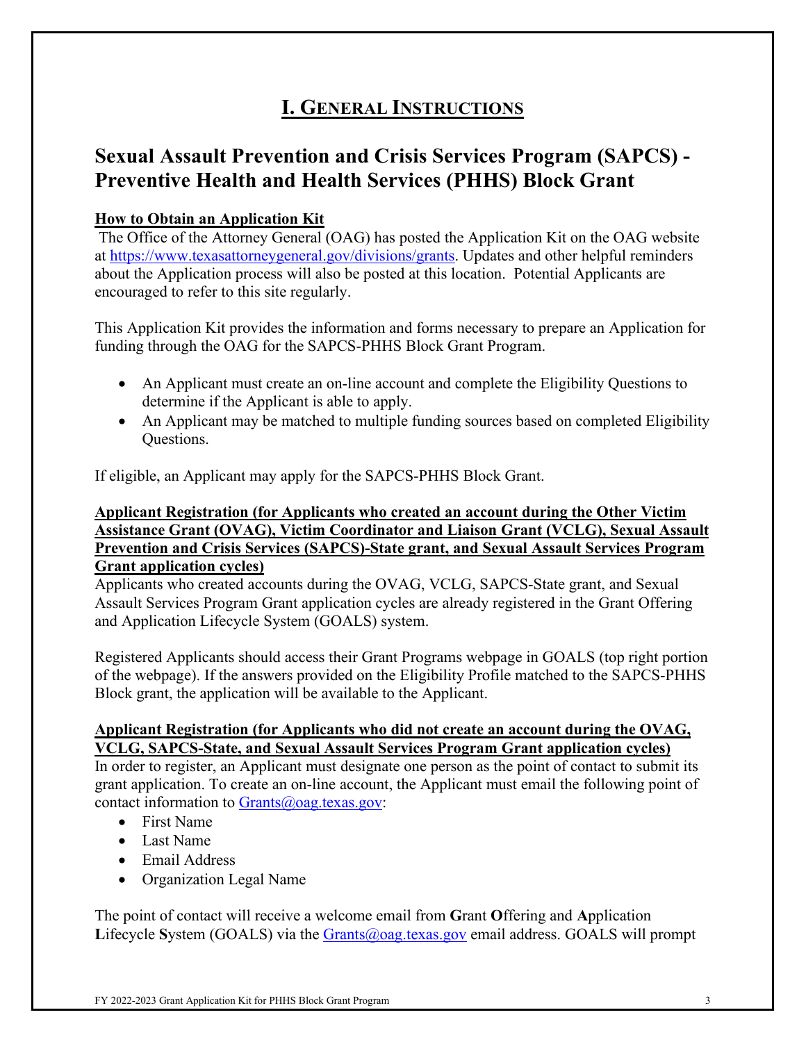# I. GENERAL INSTRUCTIONS

## Sexual Assault Prevention and Crisis Services Program (SAPCS) - Preventive Health and Health Services (PHHS) Block Grant

**How to Obtain an Application Kit**

The Office of the Attorney General (OAG) has posted the Application Kit on the OAG website at https://www.texasattorneygeneral.gov/divisions/grants. Updates and other helpful reminders about the Application process will also be posted at this location. Potential Applicants are encouraged to refer to this site regularly.

This Application Kit provides the information and forms necessary to prepare an Application for funding through the OAG for the SAPCS-PHHS Block Grant Program.

- An Applicant must create an on-line account and complete the Eligibility Questions to determine if the Applicant is able to apply.
- An Applicant may be matched to multiple funding sources based on completed Eligibility Questions.

If eligible, an Applicant may apply for the SAPCS-PHHS Block Grant.

**Applicant Registration (for Applicants who created an account during the Other Victim Assistance Grant (OVAG), Victim Coordinator and Liaison Grant (VCLG), Sexual Assault Prevention and Crisis Services (SAPCS)-State grant, and Sexual Assault Services Program Grant application cycles)**

Applicants who created accounts during the OVAG, VCLG, SAPCS-State grant, and Sexual Assault Services Program Grant application cycles are already registered in the Grant Offering and Application Lifecycle System (GOALS) system.

Registered Applicants should access their Grant Programs webpage in GOALS (top right portion of the webpage). If the answers provided on the Eligibility Profile matched to the SAPCS-PHHS Block grant, the application will be available to the Applicant.

**Applicant Registration (for Applicants who did not create an account during the OVAG, VCLG, SAPCS-State, and Sexual Assault Services Program Grant application cycles)**

In order to register, an Applicant must designate one person as the point of contact to submit its grant application. To create an on-line account, the Applicant must email the following point of contact information to Grants@oag.texas.gov:

- First Name
- Last Name
- Email Address
- Organization Legal Name

The point of contact will receive a welcome email from **G**rant **O**ffering and **A**pplication **L**ifecycle **S**ystem (GOALS) via the Grants@oag.texas.gov email address. GOALS will prompt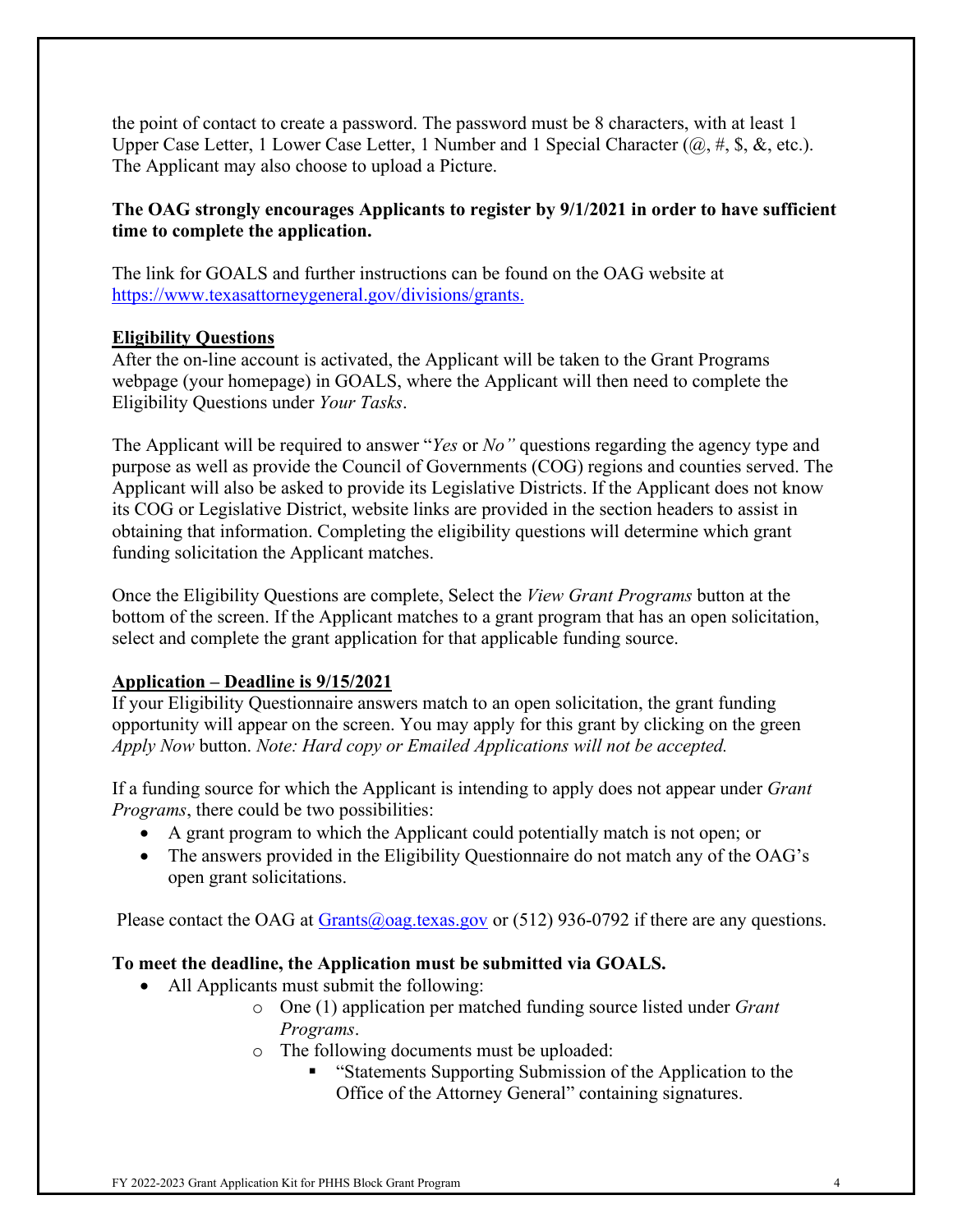the point of contact to create a password. The password must be 8 characters, with at least 1 Upper Case Letter, 1 Lower Case Letter, 1 Number and 1 Special Character (@, #, $, &, etc.). The Applicant may also choose to upload a Picture.

**The OAG strongly encourages Applicants to register by 9/1/2021 in order to have sufficient time to complete the application.**

The link for GOALS and further instructions can be found on the OAG website at [https://www.texasattorneygeneral.gov/divisions/grants.](https://www.texasattorneygeneral.gov/divisions/grants)

**Eligibility Questions**

After the on-line account is activated, the Applicant will be taken to the Grant Programs webpage (your homepage) in GOALS, where the Applicant will then need to complete the Eligibility Questions under *Your Tasks*.

The Applicant will be required to answer "*Yes* or *No"* questions regarding the agency type and purpose as well as provide the Council of Governments (COG) regions and counties served. The Applicant will also be asked to provide its Legislative Districts. If the Applicant does not know its COG or Legislative District, website links are provided in the section headers to assist in obtaining that information. Completing the eligibility questions will determine which grant funding solicitation the Applicant matches.

Once the Eligibility Questions are complete, Select the *View Grant Programs* button at the bottom of the screen. If the Applicant matches to a grant program that has an open solicitation, select and complete the grant application for that applicable funding source.

**Application – Deadline is 9/15/2021**

If your Eligibility Questionnaire answers match to an open solicitation, the grant funding opportunity will appear on the screen. You may apply for this grant by clicking on the green *Apply Now* button. *Note: Hard copy or Emailed Applications will not be accepted.*

If a funding source for which the Applicant is intending to apply does not appear under *Grant Programs*, there could be two possibilities:

- A grant program to which the Applicant could potentially match is not open; or
- The answers provided in the Eligibility Questionnaire do not match any of the OAG's open grant solicitations.

Please contact the OAG at [Grants@oag.texas.gov](mailto:Grants@oag.texas.gov) or (512) 936-0792 if there are any questions.

**To meet the deadline, the Application must be submitted via GOALS.**

- All Applicants must submit the following:
  - One (1) application per matched funding source listed under *Grant Programs*.
  - The following documents must be uploaded:
    - "Statements Supporting Submission of the Application to the Office of the Attorney General" containing signatures.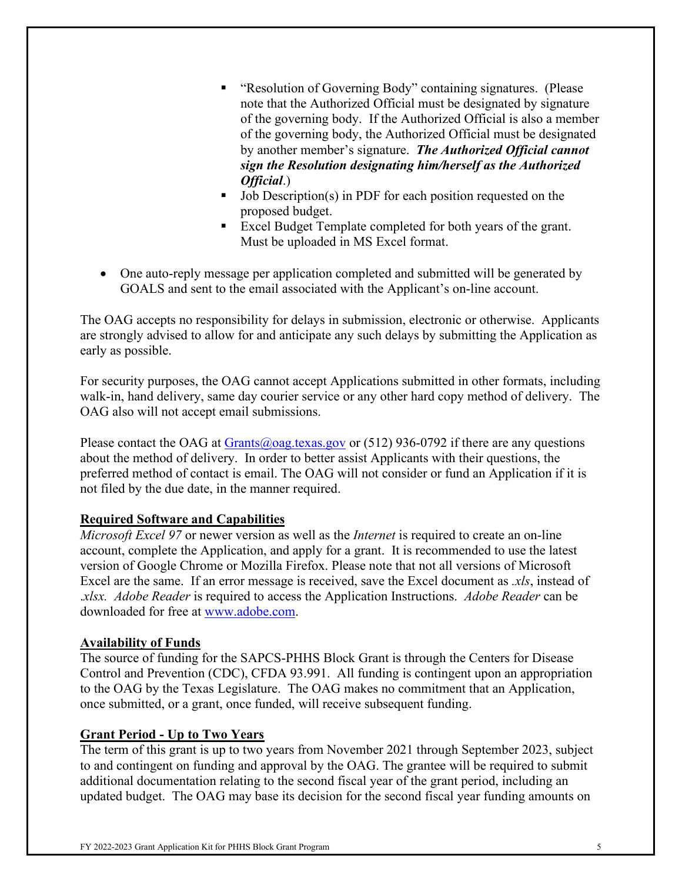- "Resolution of Governing Body" containing signatures. (Please note that the Authorized Official must be designated by signature of the governing body. If the Authorized Official is also a member of the governing body, the Authorized Official must be designated by another member's signature. ***The Authorized Official cannot sign the Resolution designating him/herself as the Authorized Official***.)
  - Job Description(s) in PDF for each position requested on the proposed budget.
  - Excel Budget Template completed for both years of the grant. Must be uploaded in MS Excel format.

- One auto-reply message per application completed and submitted will be generated by GOALS and sent to the email associated with the Applicant's on-line account.

The OAG accepts no responsibility for delays in submission, electronic or otherwise. Applicants are strongly advised to allow for and anticipate any such delays by submitting the Application as early as possible.

For security purposes, the OAG cannot accept Applications submitted in other formats, including walk-in, hand delivery, same day courier service or any other hard copy method of delivery. The OAG also will not accept email submissions.

Please contact the OAG at [Grants@oag.texas.gov](mailto:Grants@oag.texas.gov) or (512) 936-0792 if there are any questions about the method of delivery. In order to better assist Applicants with their questions, the preferred method of contact is email. The OAG will not consider or fund an Application if it is not filed by the due date, in the manner required.

**Required Software and Capabilities**

*Microsoft Excel 97* or newer version as well as the *Internet* is required to create an on-line account, complete the Application, and apply for a grant. It is recommended to use the latest version of Google Chrome or Mozilla Firefox. Please note that not all versions of Microsoft Excel are the same. If an error message is received, save the Excel document as *.xls*, instead of *.xlsx*. *Adobe Reader* is required to access the Application Instructions. *Adobe Reader* can be downloaded for free at [www.adobe.com](http://www.adobe.com).

**Availability of Funds**

The source of funding for the SAPCS-PHHS Block Grant is through the Centers for Disease Control and Prevention (CDC), CFDA 93.991. All funding is contingent upon an appropriation to the OAG by the Texas Legislature. The OAG makes no commitment that an Application, once submitted, or a grant, once funded, will receive subsequent funding.

**Grant Period - Up to Two Years**

The term of this grant is up to two years from November 2021 through September 2023, subject to and contingent on funding and approval by the OAG. The grantee will be required to submit additional documentation relating to the second fiscal year of the grant period, including an updated budget. The OAG may base its decision for the second fiscal year funding amounts on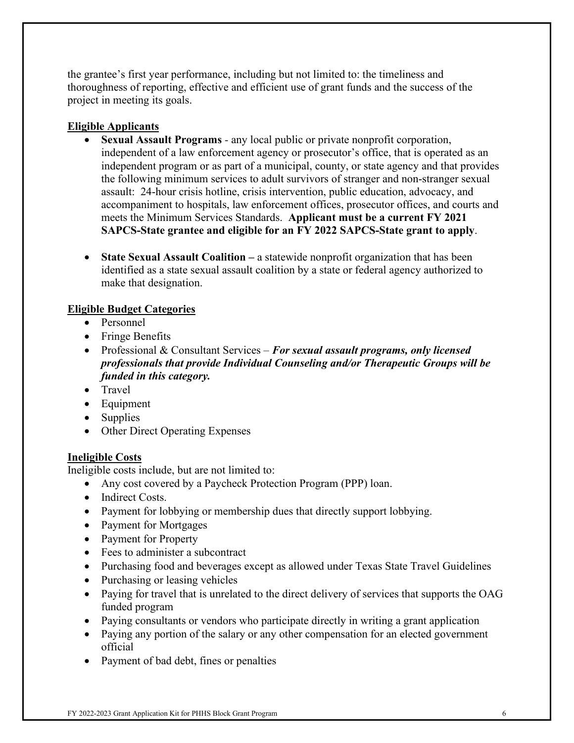the grantee's first year performance, including but not limited to: the timeliness and thoroughness of reporting, effective and efficient use of grant funds and the success of the project in meeting its goals.

## Eligible Applicants

- **Sexual Assault Programs** - any local public or private nonprofit corporation, independent of a law enforcement agency or prosecutor's office, that is operated as an independent program or as part of a municipal, county, or state agency and that provides the following minimum services to adult survivors of stranger and non-stranger sexual assault: 24-hour crisis hotline, crisis intervention, public education, advocacy, and accompaniment to hospitals, law enforcement offices, prosecutor offices, and courts and meets the Minimum Services Standards. **Applicant must be a current FY 2021 SAPCS-State grantee and eligible for an FY 2022 SAPCS-State grant to apply**.

- **State Sexual Assault Coalition –** a statewide nonprofit organization that has been identified as a state sexual assault coalition by a state or federal agency authorized to make that designation.

## Eligible Budget Categories

- Personnel
- Fringe Benefits
- Professional & Consultant Services – ***For sexual assault programs, only licensed professionals that provide Individual Counseling and/or Therapeutic Groups will be funded in this category.***
- Travel
- Equipment
- Supplies
- Other Direct Operating Expenses

## Ineligible Costs

Ineligible costs include, but are not limited to:

- Any cost covered by a Paycheck Protection Program (PPP) loan.
- Indirect Costs.
- Payment for lobbying or membership dues that directly support lobbying.
- Payment for Mortgages
- Payment for Property
- Fees to administer a subcontract
- Purchasing food and beverages except as allowed under Texas State Travel Guidelines
- Purchasing or leasing vehicles
- Paying for travel that is unrelated to the direct delivery of services that supports the OAG funded program
- Paying consultants or vendors who participate directly in writing a grant application
- Paying any portion of the salary or any other compensation for an elected government official
- Payment of bad debt, fines or penalties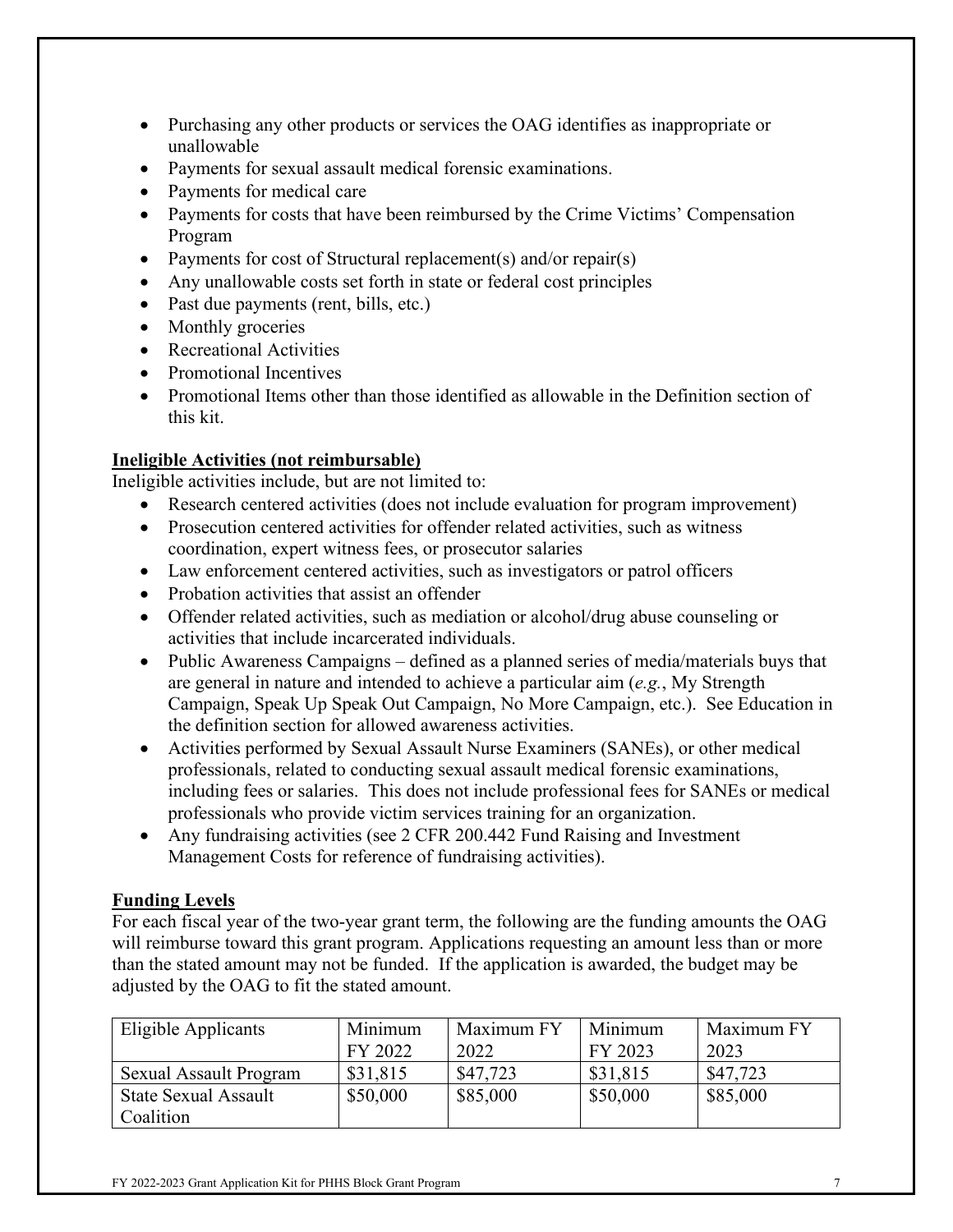- Purchasing any other products or services the OAG identifies as inappropriate or unallowable
- Payments for sexual assault medical forensic examinations.
- Payments for medical care
- Payments for costs that have been reimbursed by the Crime Victims' Compensation Program
- Payments for cost of Structural replacement(s) and/or repair(s)
- Any unallowable costs set forth in state or federal cost principles
- Past due payments (rent, bills, etc.)
- Monthly groceries
- Recreational Activities
- Promotional Incentives
- Promotional Items other than those identified as allowable in the Definition section of this kit.

**Ineligible Activities (not reimbursable)**

Ineligible activities include, but are not limited to:

- Research centered activities (does not include evaluation for program improvement)
- Prosecution centered activities for offender related activities, such as witness coordination, expert witness fees, or prosecutor salaries
- Law enforcement centered activities, such as investigators or patrol officers
- Probation activities that assist an offender
- Offender related activities, such as mediation or alcohol/drug abuse counseling or activities that include incarcerated individuals.
- Public Awareness Campaigns – defined as a planned series of media/materials buys that are general in nature and intended to achieve a particular aim (*e.g.*, My Strength Campaign, Speak Up Speak Out Campaign, No More Campaign, etc.). See Education in the definition section for allowed awareness activities.
- Activities performed by Sexual Assault Nurse Examiners (SANEs), or other medical professionals, related to conducting sexual assault medical forensic examinations, including fees or salaries. This does not include professional fees for SANEs or medical professionals who provide victim services training for an organization.
- Any fundraising activities (see 2 CFR 200.442 Fund Raising and Investment Management Costs for reference of fundraising activities).

**Funding Levels**

For each fiscal year of the two-year grant term, the following are the funding amounts the OAG will reimburse toward this grant program. Applications requesting an amount less than or more than the stated amount may not be funded. If the application is awarded, the budget may be adjusted by the OAG to fit the stated amount.

| Eligible Applicants | Minimum FY 2022 | Maximum FY 2022 | Minimum FY 2023 | Maximum FY 2023 |
|---|---|---|---|---|
| Sexual Assault Program | $31,815 | $47,723 | $31,815 | $47,723 |
| State Sexual Assault Coalition | $50,000 | $85,000 | $50,000 | $85,000 |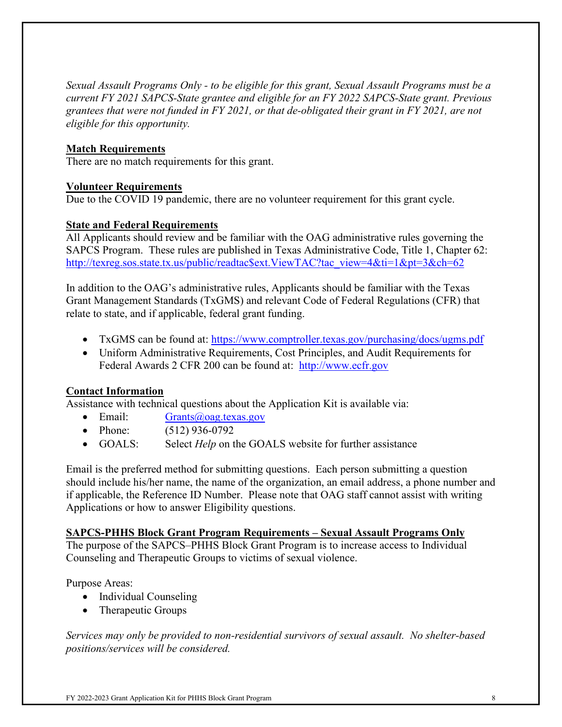*Sexual Assault Programs Only - to be eligible for this grant, Sexual Assault Programs must be a current FY 2021 SAPCS-State grantee and eligible for an FY 2022 SAPCS-State grant. Previous grantees that were not funded in FY 2021, or that de-obligated their grant in FY 2021, are not eligible for this opportunity.*

**Match Requirements**
There are no match requirements for this grant.

**Volunteer Requirements**
Due to the COVID 19 pandemic, there are no volunteer requirement for this grant cycle.

**State and Federal Requirements**
All Applicants should review and be familiar with the OAG administrative rules governing the SAPCS Program. These rules are published in Texas Administrative Code, Title 1, Chapter 62: [http://texreg.sos.state.tx.us/public/readtac$ext.ViewTAC?tac_view=4&ti=1&pt=3&ch=62](http://texreg.sos.state.tx.us/public/readtac$ext.ViewTAC?tac_view=4&ti=1&pt=3&ch=62)

In addition to the OAG's administrative rules, Applicants should be familiar with the Texas Grant Management Standards (TxGMS) and relevant Code of Federal Regulations (CFR) that relate to state, and if applicable, federal grant funding.

- TxGMS can be found at: [https://www.comptroller.texas.gov/purchasing/docs/ugms.pdf](https://www.comptroller.texas.gov/purchasing/docs/ugms.pdf)
- Uniform Administrative Requirements, Cost Principles, and Audit Requirements for Federal Awards 2 CFR 200 can be found at: [http://www.ecfr.gov](http://www.ecfr.gov)

**Contact Information**
Assistance with technical questions about the Application Kit is available via:

- Email: Grants@oag.texas.gov
- Phone: (512) 936-0792
- GOALS: Select *Help* on the GOALS website for further assistance

Email is the preferred method for submitting questions. Each person submitting a question should include his/her name, the name of the organization, an email address, a phone number and if applicable, the Reference ID Number. Please note that OAG staff cannot assist with writing Applications or how to answer Eligibility questions.

**SAPCS-PHHS Block Grant Program Requirements – Sexual Assault Programs Only**
The purpose of the SAPCS–PHHS Block Grant Program is to increase access to Individual Counseling and Therapeutic Groups to victims of sexual violence.

Purpose Areas:

- Individual Counseling
- Therapeutic Groups

*Services may only be provided to non-residential survivors of sexual assault. No shelter-based positions/services will be considered.*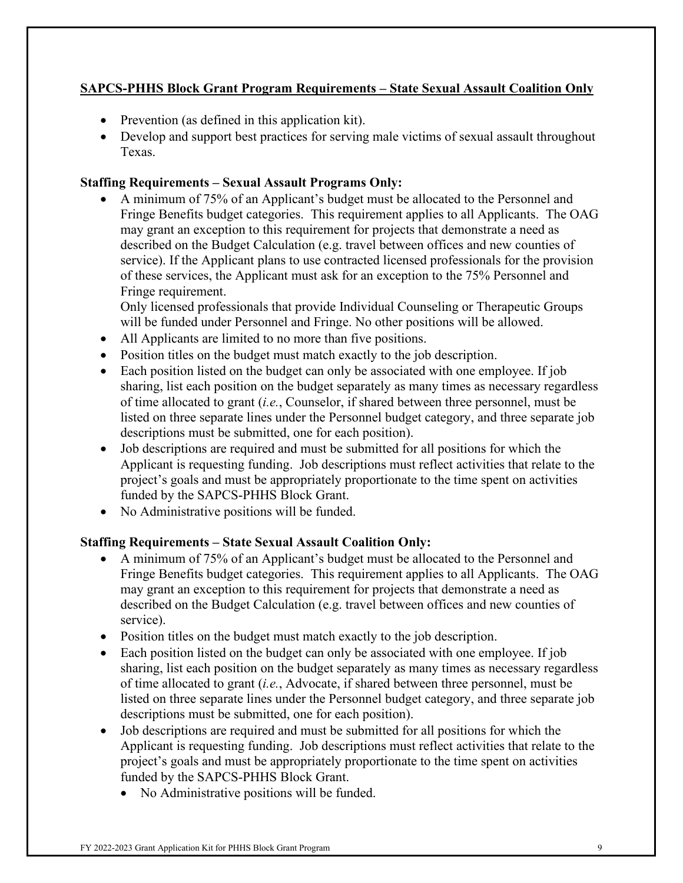**SAPCS-PHHS Block Grant Program Requirements – State Sexual Assault Coalition Only**

- Prevention (as defined in this application kit).
- Develop and support best practices for serving male victims of sexual assault throughout Texas.

**Staffing Requirements – Sexual Assault Programs Only:**

- A minimum of 75% of an Applicant's budget must be allocated to the Personnel and Fringe Benefits budget categories. This requirement applies to all Applicants. The OAG may grant an exception to this requirement for projects that demonstrate a need as described on the Budget Calculation (e.g. travel between offices and new counties of service). If the Applicant plans to use contracted licensed professionals for the provision of these services, the Applicant must ask for an exception to the 75% Personnel and Fringe requirement.
  Only licensed professionals that provide Individual Counseling or Therapeutic Groups will be funded under Personnel and Fringe. No other positions will be allowed.
- All Applicants are limited to no more than five positions.
- Position titles on the budget must match exactly to the job description.
- Each position listed on the budget can only be associated with one employee. If job sharing, list each position on the budget separately as many times as necessary regardless of time allocated to grant (*i.e.*, Counselor, if shared between three personnel, must be listed on three separate lines under the Personnel budget category, and three separate job descriptions must be submitted, one for each position).
- Job descriptions are required and must be submitted for all positions for which the Applicant is requesting funding. Job descriptions must reflect activities that relate to the project's goals and must be appropriately proportionate to the time spent on activities funded by the SAPCS-PHHS Block Grant.
- No Administrative positions will be funded.

**Staffing Requirements – State Sexual Assault Coalition Only:**

- A minimum of 75% of an Applicant's budget must be allocated to the Personnel and Fringe Benefits budget categories. This requirement applies to all Applicants. The OAG may grant an exception to this requirement for projects that demonstrate a need as described on the Budget Calculation (e.g. travel between offices and new counties of service).
- Position titles on the budget must match exactly to the job description.
- Each position listed on the budget can only be associated with one employee. If job sharing, list each position on the budget separately as many times as necessary regardless of time allocated to grant (*i.e.*, Advocate, if shared between three personnel, must be listed on three separate lines under the Personnel budget category, and three separate job descriptions must be submitted, one for each position).
- Job descriptions are required and must be submitted for all positions for which the Applicant is requesting funding. Job descriptions must reflect activities that relate to the project's goals and must be appropriately proportionate to the time spent on activities funded by the SAPCS-PHHS Block Grant.
  - No Administrative positions will be funded.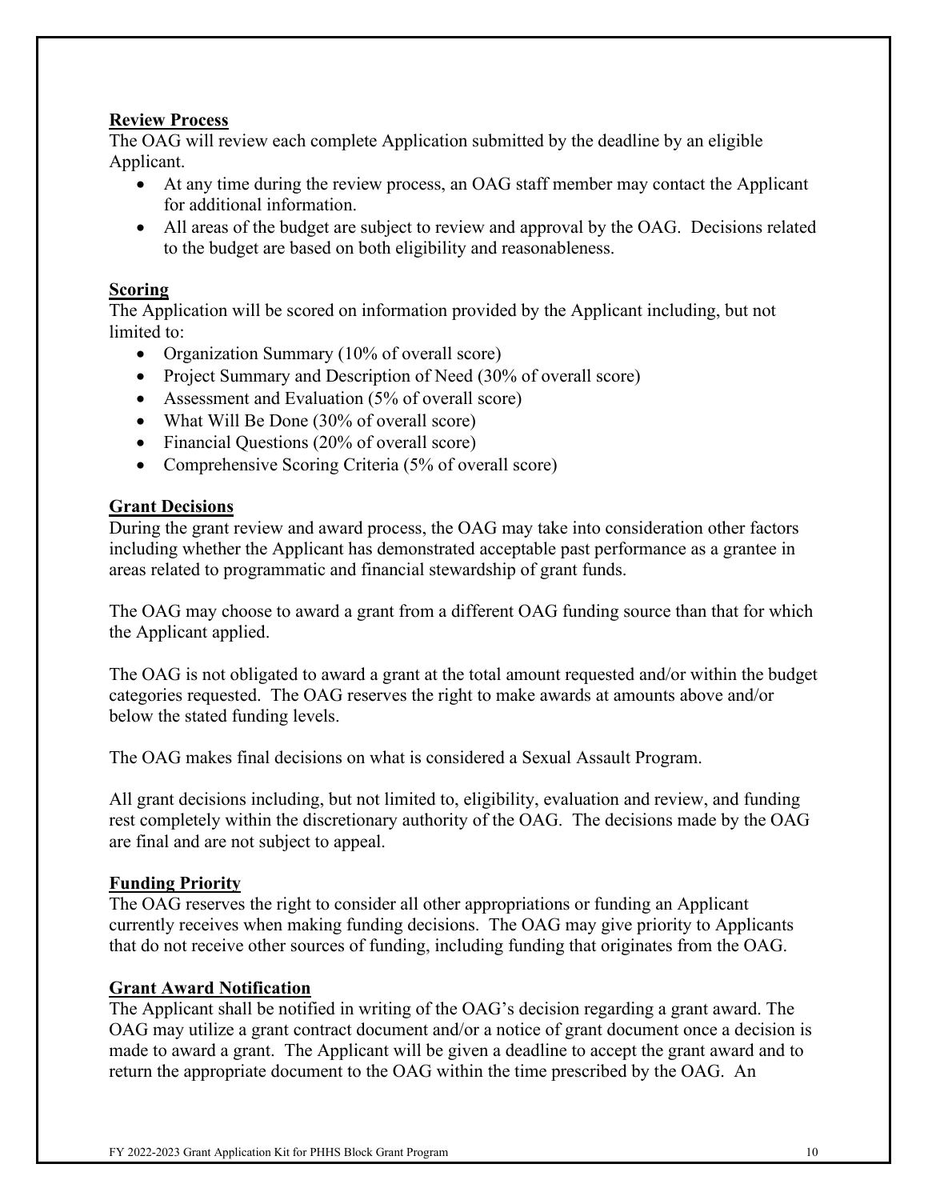**Review Process**

The OAG will review each complete Application submitted by the deadline by an eligible Applicant.

- At any time during the review process, an OAG staff member may contact the Applicant for additional information.
- All areas of the budget are subject to review and approval by the OAG. Decisions related to the budget are based on both eligibility and reasonableness.

**Scoring**

The Application will be scored on information provided by the Applicant including, but not limited to:

- Organization Summary (10% of overall score)
- Project Summary and Description of Need (30% of overall score)
- Assessment and Evaluation (5% of overall score)
- What Will Be Done (30% of overall score)
- Financial Questions (20% of overall score)
- Comprehensive Scoring Criteria (5% of overall score)

**Grant Decisions**

During the grant review and award process, the OAG may take into consideration other factors including whether the Applicant has demonstrated acceptable past performance as a grantee in areas related to programmatic and financial stewardship of grant funds.

The OAG may choose to award a grant from a different OAG funding source than that for which the Applicant applied.

The OAG is not obligated to award a grant at the total amount requested and/or within the budget categories requested. The OAG reserves the right to make awards at amounts above and/or below the stated funding levels.

The OAG makes final decisions on what is considered a Sexual Assault Program.

All grant decisions including, but not limited to, eligibility, evaluation and review, and funding rest completely within the discretionary authority of the OAG. The decisions made by the OAG are final and are not subject to appeal.

**Funding Priority**

The OAG reserves the right to consider all other appropriations or funding an Applicant currently receives when making funding decisions. The OAG may give priority to Applicants that do not receive other sources of funding, including funding that originates from the OAG.

**Grant Award Notification**

The Applicant shall be notified in writing of the OAG's decision regarding a grant award. The OAG may utilize a grant contract document and/or a notice of grant document once a decision is made to award a grant. The Applicant will be given a deadline to accept the grant award and to return the appropriate document to the OAG within the time prescribed by the OAG. An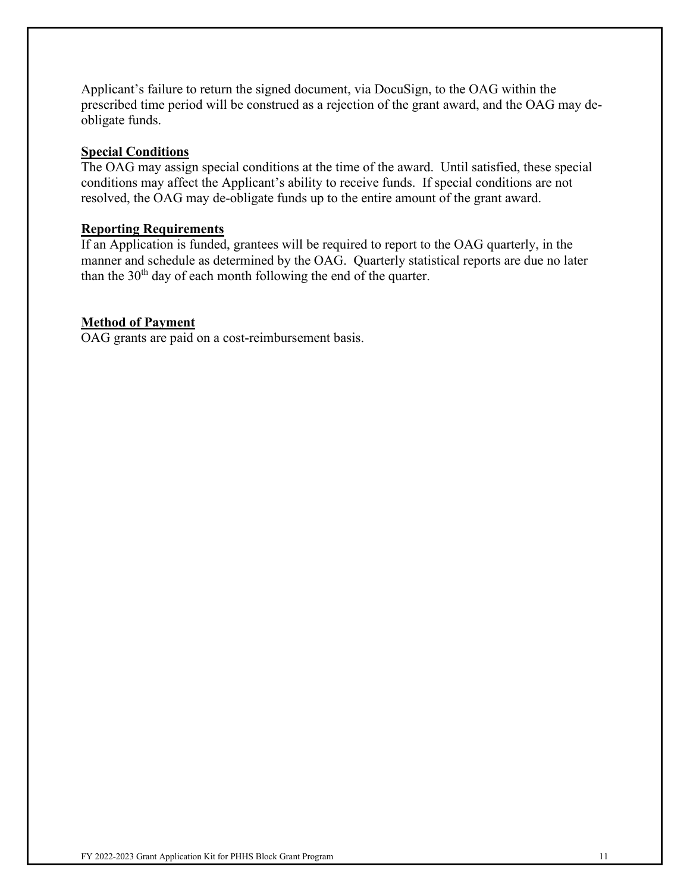Applicant's failure to return the signed document, via DocuSign, to the OAG within the prescribed time period will be construed as a rejection of the grant award, and the OAG may de-obligate funds.

### Special Conditions

The OAG may assign special conditions at the time of the award. Until satisfied, these special conditions may affect the Applicant's ability to receive funds. If special conditions are not resolved, the OAG may de-obligate funds up to the entire amount of the grant award.

### Reporting Requirements

If an Application is funded, grantees will be required to report to the OAG quarterly, in the manner and schedule as determined by the OAG. Quarterly statistical reports are due no later than the 30th day of each month following the end of the quarter.

### Method of Payment

OAG grants are paid on a cost-reimbursement basis.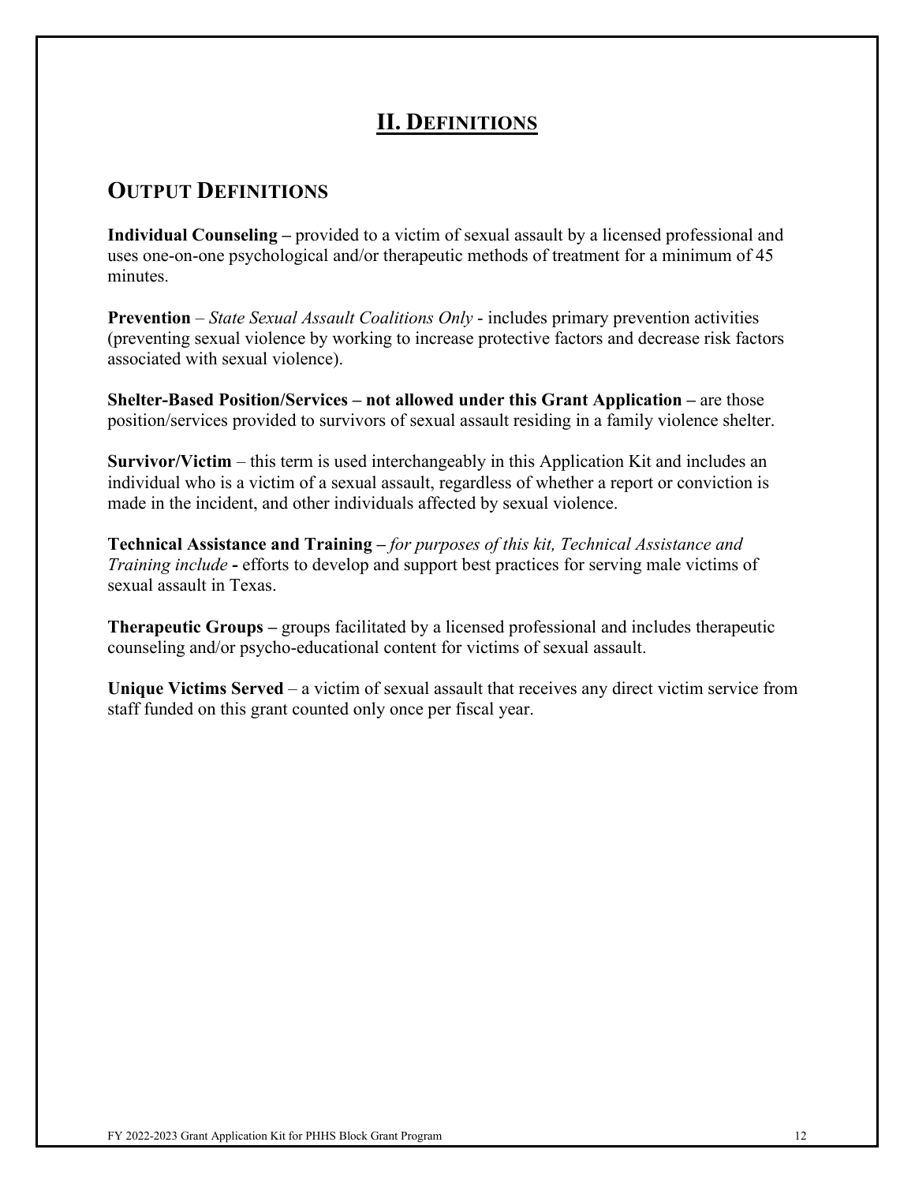# II. DEFINITIONS

## OUTPUT DEFINITIONS

**Individual Counseling –** provided to a victim of sexual assault by a licensed professional and uses one-on-one psychological and/or therapeutic methods of treatment for a minimum of 45 minutes.

**Prevention** – *State Sexual Assault Coalitions Only* - includes primary prevention activities (preventing sexual violence by working to increase protective factors and decrease risk factors associated with sexual violence).

**Shelter-Based Position/Services – not allowed under this Grant Application –** are those position/services provided to survivors of sexual assault residing in a family violence shelter.

**Survivor/Victim** – this term is used interchangeably in this Application Kit and includes an individual who is a victim of a sexual assault, regardless of whether a report or conviction is made in the incident, and other individuals affected by sexual violence.

**Technical Assistance and Training –** *for purposes of this kit, Technical Assistance and Training include* **-** efforts to develop and support best practices for serving male victims of sexual assault in Texas.

**Therapeutic Groups –** groups facilitated by a licensed professional and includes therapeutic counseling and/or psycho-educational content for victims of sexual assault.

**Unique Victims Served** – a victim of sexual assault that receives any direct victim service from staff funded on this grant counted only once per fiscal year.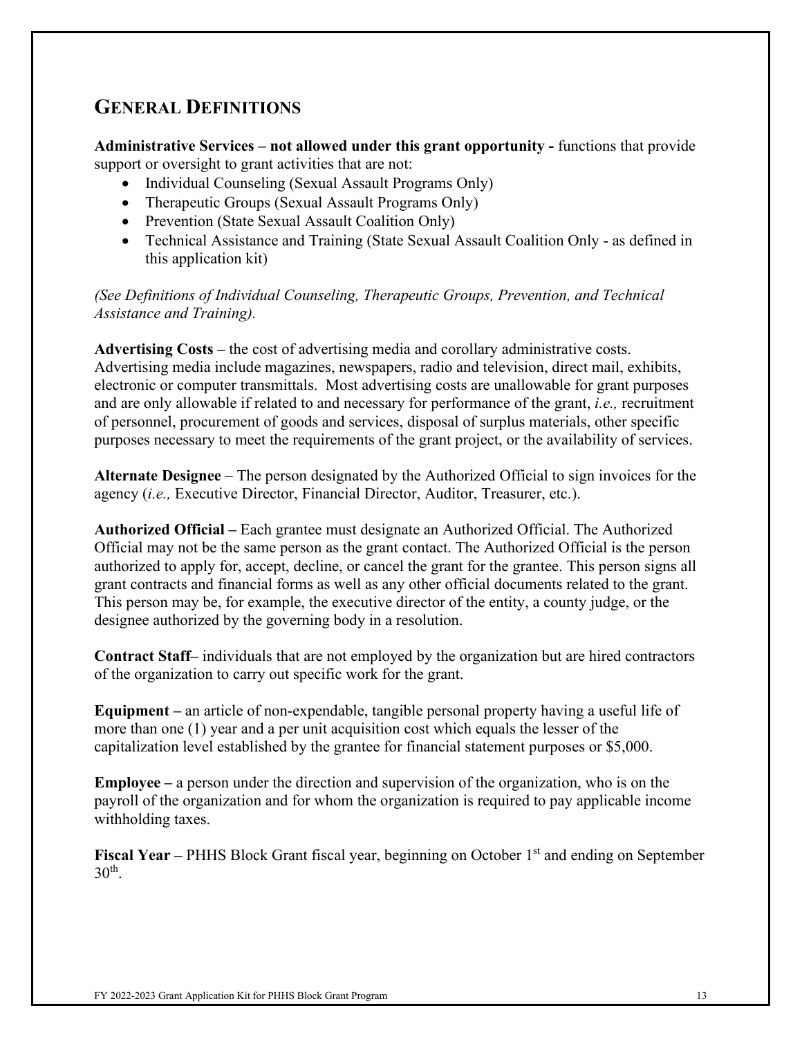## General Definitions

**Administrative Services – not allowed under this grant opportunity -** functions that provide support or oversight to grant activities that are not:

- Individual Counseling (Sexual Assault Programs Only)
- Therapeutic Groups (Sexual Assault Programs Only)
- Prevention (State Sexual Assault Coalition Only)
- Technical Assistance and Training (State Sexual Assault Coalition Only - as defined in this application kit)

*(See Definitions of Individual Counseling, Therapeutic Groups, Prevention, and Technical Assistance and Training).*

**Advertising Costs –** the cost of advertising media and corollary administrative costs. Advertising media include magazines, newspapers, radio and television, direct mail, exhibits, electronic or computer transmittals. Most advertising costs are unallowable for grant purposes and are only allowable if related to and necessary for performance of the grant, *i.e.,* recruitment of personnel, procurement of goods and services, disposal of surplus materials, other specific purposes necessary to meet the requirements of the grant project, or the availability of services.

**Alternate Designee** – The person designated by the Authorized Official to sign invoices for the agency (*i.e.,* Executive Director, Financial Director, Auditor, Treasurer, etc.).

**Authorized Official –** Each grantee must designate an Authorized Official. The Authorized Official may not be the same person as the grant contact. The Authorized Official is the person authorized to apply for, accept, decline, or cancel the grant for the grantee. This person signs all grant contracts and financial forms as well as any other official documents related to the grant. This person may be, for example, the executive director of the entity, a county judge, or the designee authorized by the governing body in a resolution.

**Contract Staff–** individuals that are not employed by the organization but are hired contractors of the organization to carry out specific work for the grant.

**Equipment –** an article of non-expendable, tangible personal property having a useful life of more than one (1) year and a per unit acquisition cost which equals the lesser of the capitalization level established by the grantee for financial statement purposes or $5,000.

**Employee –** a person under the direction and supervision of the organization, who is on the payroll of the organization and for whom the organization is required to pay applicable income withholding taxes.

**Fiscal Year –** PHHS Block Grant fiscal year, beginning on October 1st and ending on September 30th.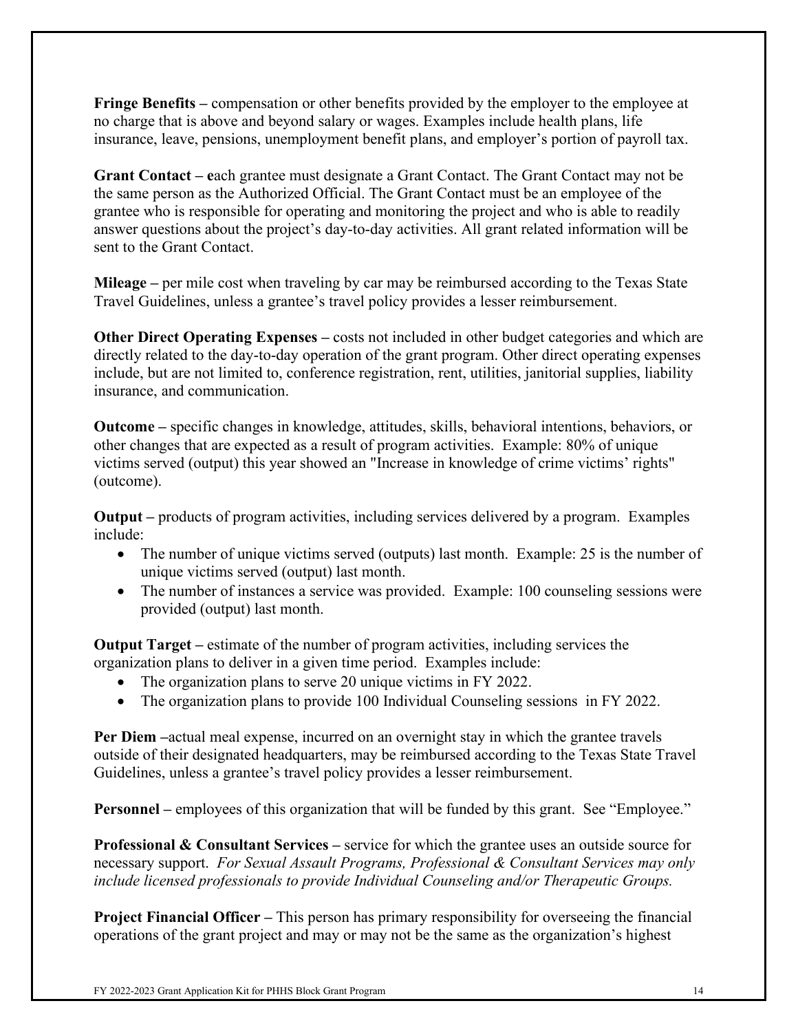**Fringe Benefits –** compensation or other benefits provided by the employer to the employee at no charge that is above and beyond salary or wages. Examples include health plans, life insurance, leave, pensions, unemployment benefit plans, and employer's portion of payroll tax.

**Grant Contact – e**ach grantee must designate a Grant Contact. The Grant Contact may not be the same person as the Authorized Official. The Grant Contact must be an employee of the grantee who is responsible for operating and monitoring the project and who is able to readily answer questions about the project's day-to-day activities. All grant related information will be sent to the Grant Contact.

**Mileage –** per mile cost when traveling by car may be reimbursed according to the Texas State Travel Guidelines, unless a grantee's travel policy provides a lesser reimbursement.

**Other Direct Operating Expenses –** costs not included in other budget categories and which are directly related to the day-to-day operation of the grant program. Other direct operating expenses include, but are not limited to, conference registration, rent, utilities, janitorial supplies, liability insurance, and communication.

**Outcome –** specific changes in knowledge, attitudes, skills, behavioral intentions, behaviors, or other changes that are expected as a result of program activities. Example: 80% of unique victims served (output) this year showed an "Increase in knowledge of crime victims' rights" (outcome).

**Output –** products of program activities, including services delivered by a program. Examples include:

- The number of unique victims served (outputs) last month. Example: 25 is the number of unique victims served (output) last month.
- The number of instances a service was provided. Example: 100 counseling sessions were provided (output) last month.

**Output Target –** estimate of the number of program activities, including services the organization plans to deliver in a given time period. Examples include:

- The organization plans to serve 20 unique victims in FY 2022.
- The organization plans to provide 100 Individual Counseling sessions in FY 2022.

**Per Diem –**actual meal expense, incurred on an overnight stay in which the grantee travels outside of their designated headquarters, may be reimbursed according to the Texas State Travel Guidelines, unless a grantee's travel policy provides a lesser reimbursement.

**Personnel –** employees of this organization that will be funded by this grant. See "Employee."

**Professional & Consultant Services –** service for which the grantee uses an outside source for necessary support. *For Sexual Assault Programs, Professional & Consultant Services may only include licensed professionals to provide Individual Counseling and/or Therapeutic Groups.*

**Project Financial Officer –** This person has primary responsibility for overseeing the financial operations of the grant project and may or may not be the same as the organization's highest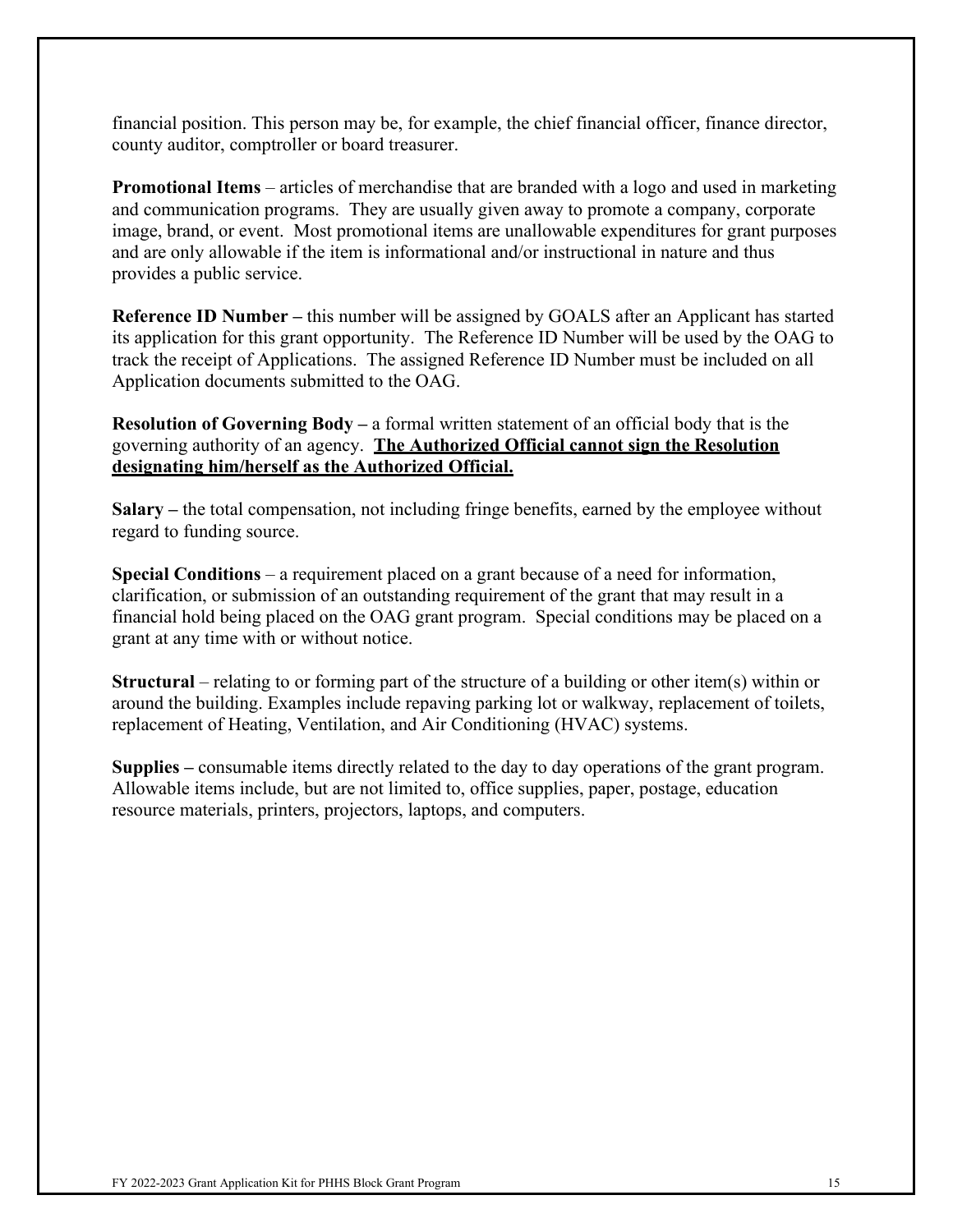financial position. This person may be, for example, the chief financial officer, finance director, county auditor, comptroller or board treasurer.

**Promotional Items** – articles of merchandise that are branded with a logo and used in marketing and communication programs. They are usually given away to promote a company, corporate image, brand, or event. Most promotional items are unallowable expenditures for grant purposes and are only allowable if the item is informational and/or instructional in nature and thus provides a public service.

**Reference ID Number –** this number will be assigned by GOALS after an Applicant has started its application for this grant opportunity. The Reference ID Number will be used by the OAG to track the receipt of Applications. The assigned Reference ID Number must be included on all Application documents submitted to the OAG.

**Resolution of Governing Body –** a formal written statement of an official body that is the governing authority of an agency. **The Authorized Official cannot sign the Resolution designating him/herself as the Authorized Official.**

**Salary –** the total compensation, not including fringe benefits, earned by the employee without regard to funding source.

**Special Conditions** – a requirement placed on a grant because of a need for information, clarification, or submission of an outstanding requirement of the grant that may result in a financial hold being placed on the OAG grant program. Special conditions may be placed on a grant at any time with or without notice.

**Structural** – relating to or forming part of the structure of a building or other item(s) within or around the building. Examples include repaving parking lot or walkway, replacement of toilets, replacement of Heating, Ventilation, and Air Conditioning (HVAC) systems.

**Supplies –** consumable items directly related to the day to day operations of the grant program. Allowable items include, but are not limited to, office supplies, paper, postage, education resource materials, printers, projectors, laptops, and computers.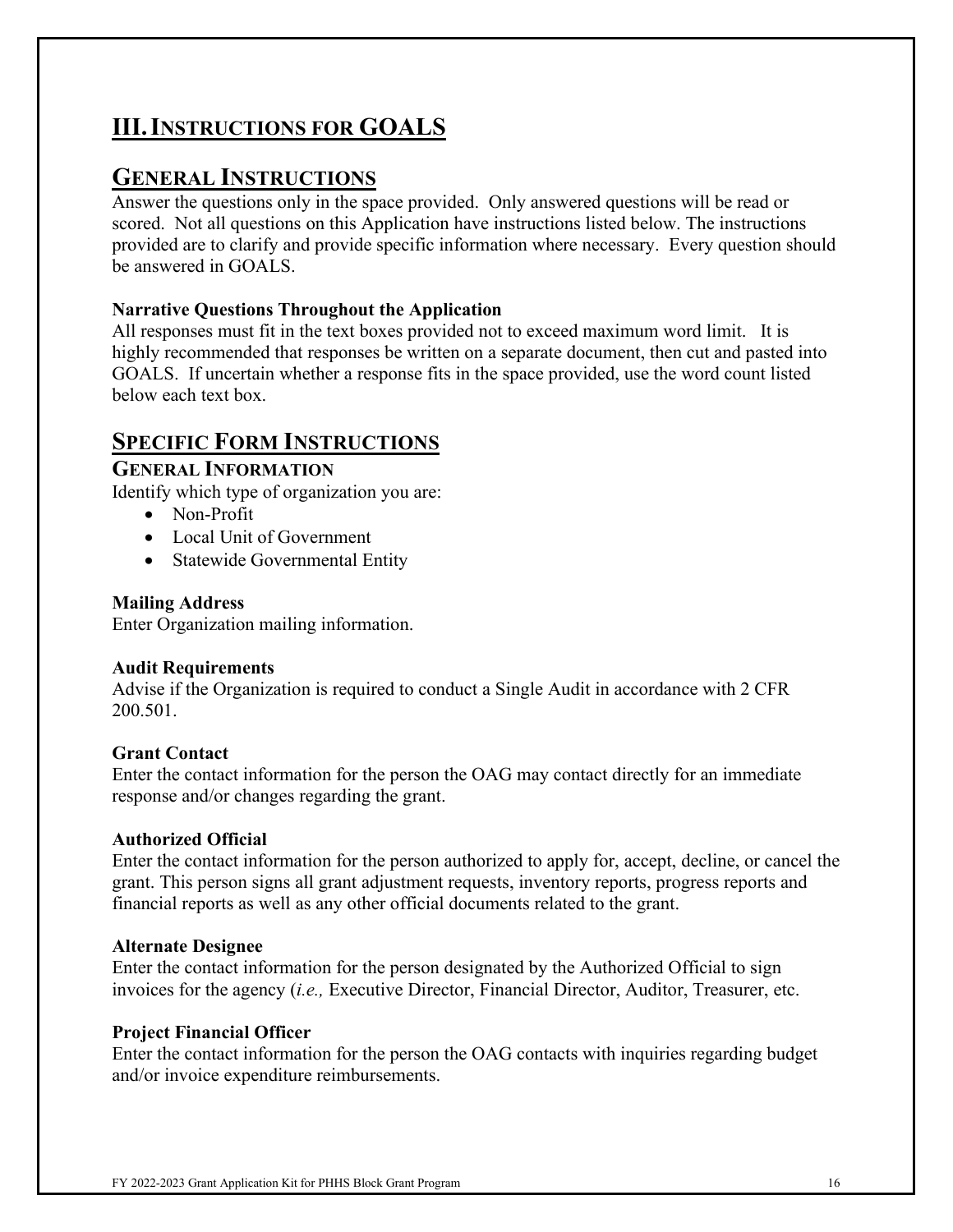# III. Instructions for GOALS

## General Instructions

Answer the questions only in the space provided. Only answered questions will be read or scored. Not all questions on this Application have instructions listed below. The instructions provided are to clarify and provide specific information where necessary. Every question should be answered in GOALS.

**Narrative Questions Throughout the Application**

All responses must fit in the text boxes provided not to exceed maximum word limit. It is highly recommended that responses be written on a separate document, then cut and pasted into GOALS. If uncertain whether a response fits in the space provided, use the word count listed below each text box.

## Specific Form Instructions

### General Information

Identify which type of organization you are:

- Non-Profit
- Local Unit of Government
- Statewide Governmental Entity

**Mailing Address**

Enter Organization mailing information.

**Audit Requirements**

Advise if the Organization is required to conduct a Single Audit in accordance with 2 CFR 200.501.

**Grant Contact**

Enter the contact information for the person the OAG may contact directly for an immediate response and/or changes regarding the grant.

**Authorized Official**

Enter the contact information for the person authorized to apply for, accept, decline, or cancel the grant. This person signs all grant adjustment requests, inventory reports, progress reports and financial reports as well as any other official documents related to the grant.

**Alternate Designee**

Enter the contact information for the person designated by the Authorized Official to sign invoices for the agency (*i.e.,* Executive Director, Financial Director, Auditor, Treasurer, etc.

**Project Financial Officer**

Enter the contact information for the person the OAG contacts with inquiries regarding budget and/or invoice expenditure reimbursements.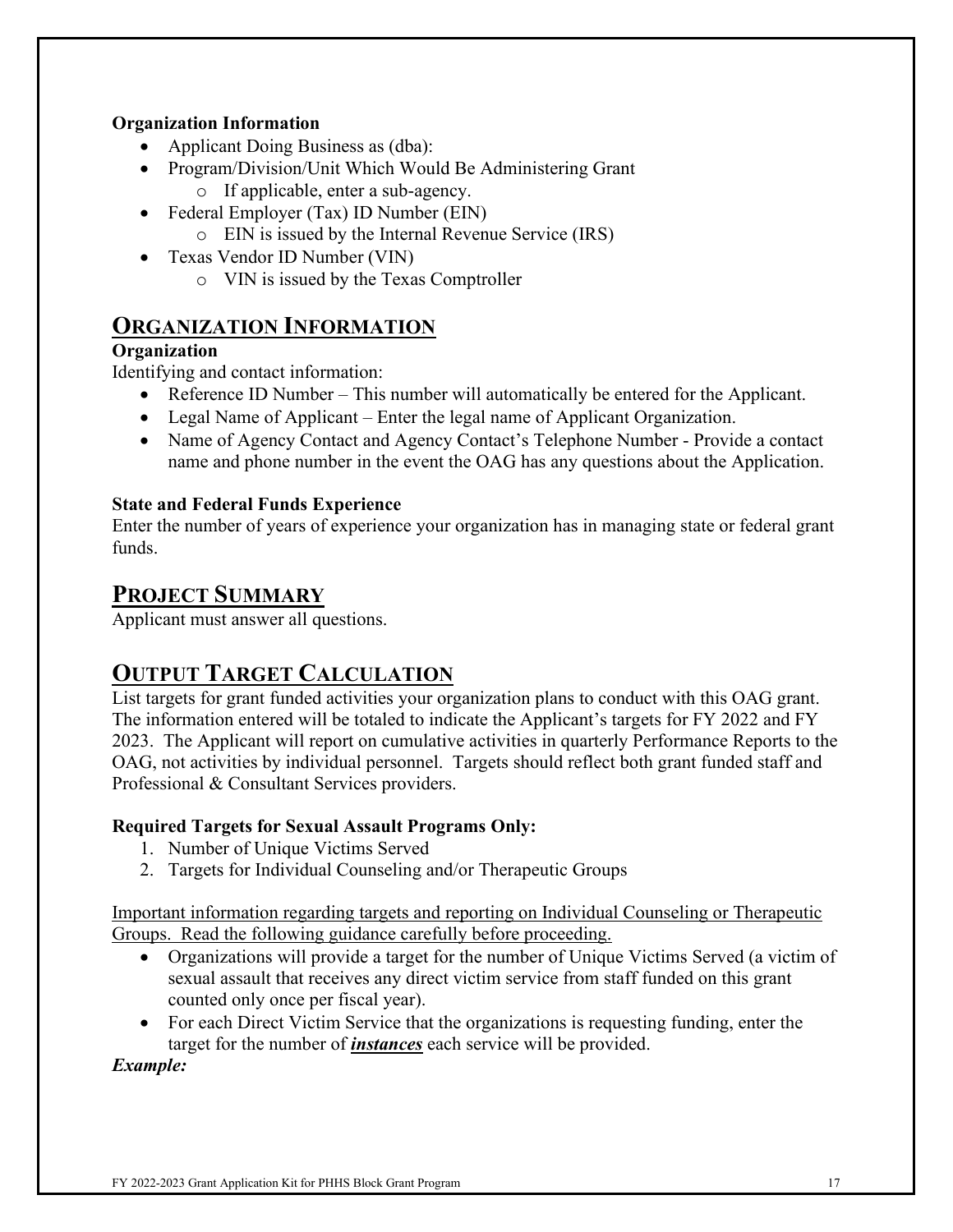**Organization Information**

- Applicant Doing Business as (dba):
- Program/Division/Unit Which Would Be Administering Grant
  - o If applicable, enter a sub-agency.
- Federal Employer (Tax) ID Number (EIN)
  - o EIN is issued by the Internal Revenue Service (IRS)
- Texas Vendor ID Number (VIN)
  - o VIN is issued by the Texas Comptroller

## ORGANIZATION INFORMATION

**Organization**

Identifying and contact information:

- Reference ID Number – This number will automatically be entered for the Applicant.
- Legal Name of Applicant – Enter the legal name of Applicant Organization.
- Name of Agency Contact and Agency Contact's Telephone Number - Provide a contact name and phone number in the event the OAG has any questions about the Application.

**State and Federal Funds Experience**

Enter the number of years of experience your organization has in managing state or federal grant funds.

## PROJECT SUMMARY

Applicant must answer all questions.

## OUTPUT TARGET CALCULATION

List targets for grant funded activities your organization plans to conduct with this OAG grant. The information entered will be totaled to indicate the Applicant's targets for FY 2022 and FY 2023. The Applicant will report on cumulative activities in quarterly Performance Reports to the OAG, not activities by individual personnel. Targets should reflect both grant funded staff and Professional & Consultant Services providers.

**Required Targets for Sexual Assault Programs Only:**

1. Number of Unique Victims Served
2. Targets for Individual Counseling and/or Therapeutic Groups

<u>Important information regarding targets and reporting on Individual Counseling or Therapeutic Groups. Read the following guidance carefully before proceeding.</u>

- Organizations will provide a target for the number of Unique Victims Served (a victim of sexual assault that receives any direct victim service from staff funded on this grant counted only once per fiscal year).
- For each Direct Victim Service that the organizations is requesting funding, enter the target for the number of ***<u>instances</u>*** each service will be provided.

***Example:***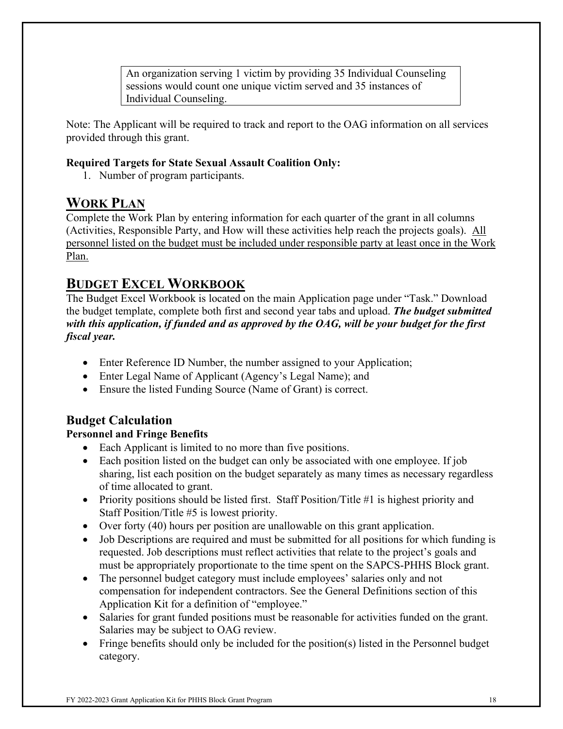> An organization serving 1 victim by providing 35 Individual Counseling sessions would count one unique victim served and 35 instances of Individual Counseling.

Note: The Applicant will be required to track and report to the OAG information on all services provided through this grant.

**Required Targets for State Sexual Assault Coalition Only:**

1. Number of program participants.

## WORK PLAN

Complete the Work Plan by entering information for each quarter of the grant in all columns (Activities, Responsible Party, and How will these activities help reach the projects goals). <u>All personnel listed on the budget must be included under responsible party at least once in the Work Plan.</u>

## BUDGET EXCEL WORKBOOK

The Budget Excel Workbook is located on the main Application page under "Task." Download the budget template, complete both first and second year tabs and upload. ***The budget submitted with this application, if funded and as approved by the OAG, will be your budget for the first fiscal year.***

- Enter Reference ID Number, the number assigned to your Application;
- Enter Legal Name of Applicant (Agency's Legal Name); and
- Ensure the listed Funding Source (Name of Grant) is correct.

### Budget Calculation

**Personnel and Fringe Benefits**

- Each Applicant is limited to no more than five positions.
- Each position listed on the budget can only be associated with one employee. If job sharing, list each position on the budget separately as many times as necessary regardless of time allocated to grant.
- Priority positions should be listed first. Staff Position/Title #1 is highest priority and Staff Position/Title #5 is lowest priority.
- Over forty (40) hours per position are unallowable on this grant application.
- Job Descriptions are required and must be submitted for all positions for which funding is requested. Job descriptions must reflect activities that relate to the project's goals and must be appropriately proportionate to the time spent on the SAPCS-PHHS Block grant.
- The personnel budget category must include employees' salaries only and not compensation for independent contractors. See the General Definitions section of this Application Kit for a definition of "employee."
- Salaries for grant funded positions must be reasonable for activities funded on the grant. Salaries may be subject to OAG review.
- Fringe benefits should only be included for the position(s) listed in the Personnel budget category.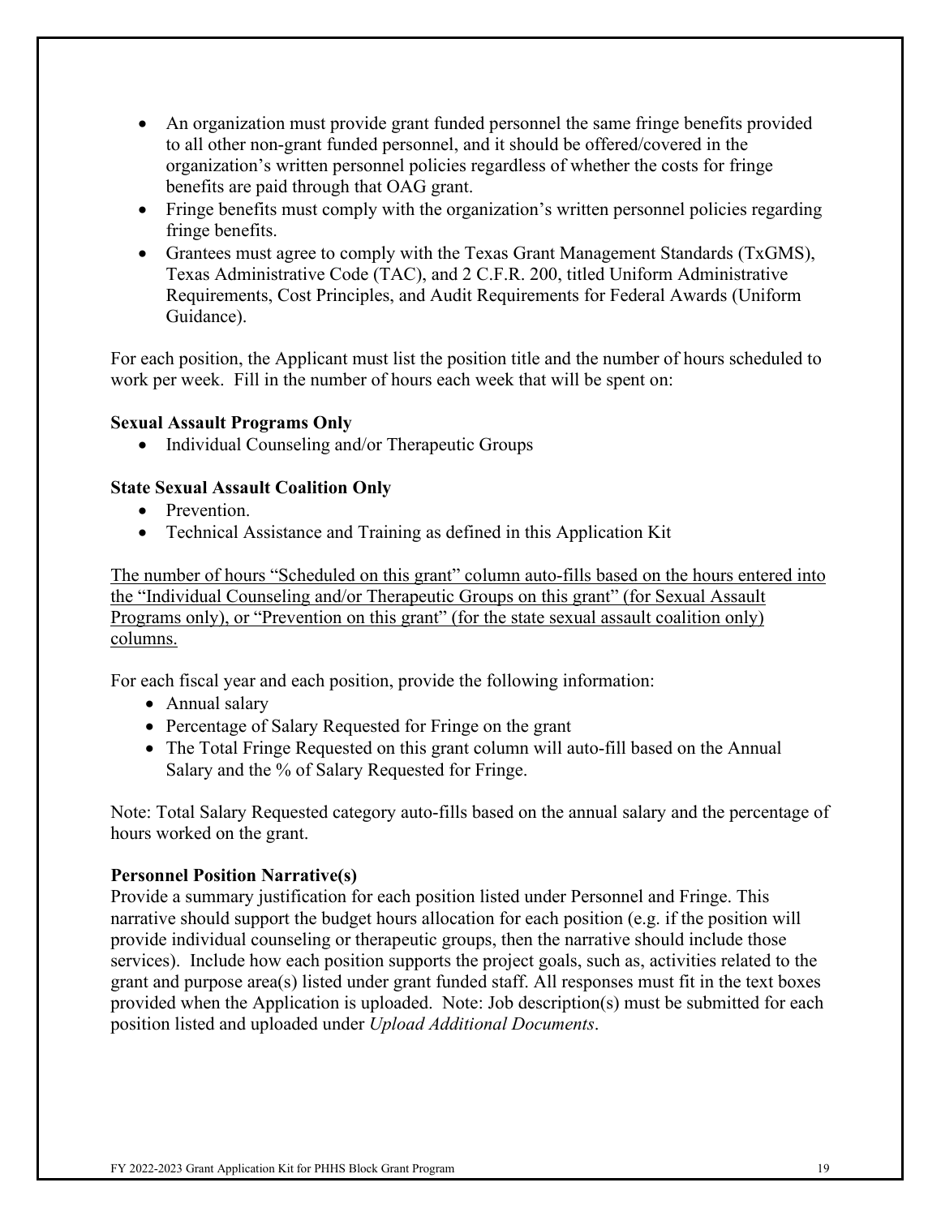- An organization must provide grant funded personnel the same fringe benefits provided to all other non-grant funded personnel, and it should be offered/covered in the organization's written personnel policies regardless of whether the costs for fringe benefits are paid through that OAG grant.
- Fringe benefits must comply with the organization's written personnel policies regarding fringe benefits.
- Grantees must agree to comply with the Texas Grant Management Standards (TxGMS), Texas Administrative Code (TAC), and 2 C.F.R. 200, titled Uniform Administrative Requirements, Cost Principles, and Audit Requirements for Federal Awards (Uniform Guidance).

For each position, the Applicant must list the position title and the number of hours scheduled to work per week. Fill in the number of hours each week that will be spent on:

**Sexual Assault Programs Only**

- Individual Counseling and/or Therapeutic Groups

**State Sexual Assault Coalition Only**

- Prevention.
- Technical Assistance and Training as defined in this Application Kit

<u>The number of hours "Scheduled on this grant" column auto-fills based on the hours entered into the "Individual Counseling and/or Therapeutic Groups on this grant" (for Sexual Assault Programs only), or "Prevention on this grant" (for the state sexual assault coalition only) columns.</u>

For each fiscal year and each position, provide the following information:

- Annual salary
- Percentage of Salary Requested for Fringe on the grant
- The Total Fringe Requested on this grant column will auto-fill based on the Annual Salary and the % of Salary Requested for Fringe.

Note: Total Salary Requested category auto-fills based on the annual salary and the percentage of hours worked on the grant.

**Personnel Position Narrative(s)**

Provide a summary justification for each position listed under Personnel and Fringe. This narrative should support the budget hours allocation for each position (e.g. if the position will provide individual counseling or therapeutic groups, then the narrative should include those services). Include how each position supports the project goals, such as, activities related to the grant and purpose area(s) listed under grant funded staff. All responses must fit in the text boxes provided when the Application is uploaded. Note: Job description(s) must be submitted for each position listed and uploaded under *Upload Additional Documents*.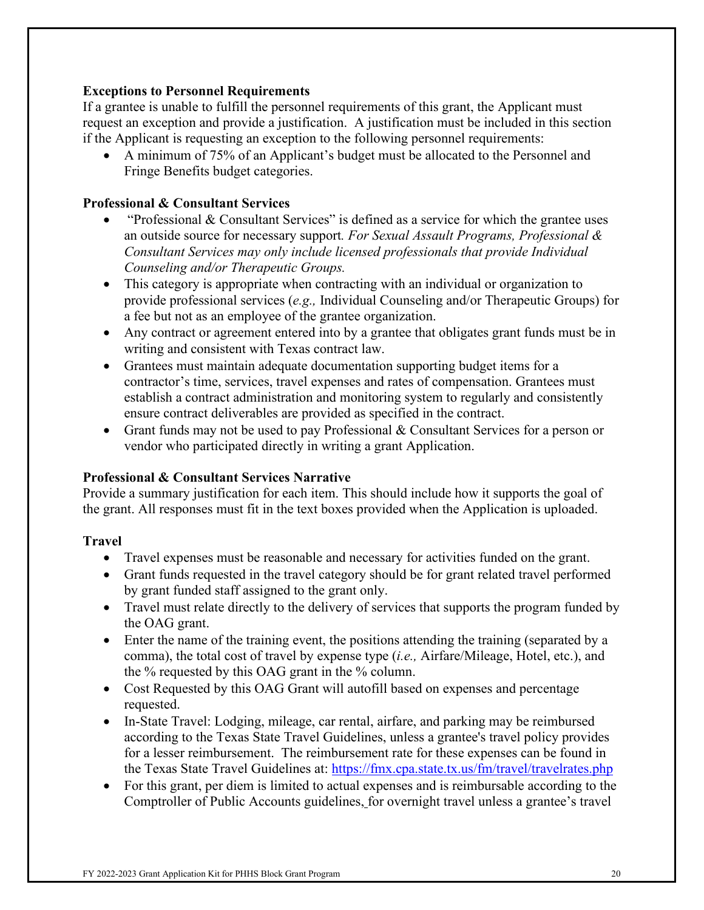**Exceptions to Personnel Requirements**

If a grantee is unable to fulfill the personnel requirements of this grant, the Applicant must request an exception and provide a justification. A justification must be included in this section if the Applicant is requesting an exception to the following personnel requirements:

- A minimum of 75% of an Applicant's budget must be allocated to the Personnel and Fringe Benefits budget categories.

**Professional & Consultant Services**

- "Professional & Consultant Services" is defined as a service for which the grantee uses an outside source for necessary support. *For Sexual Assault Programs, Professional & Consultant Services may only include licensed professionals that provide Individual Counseling and/or Therapeutic Groups.*
- This category is appropriate when contracting with an individual or organization to provide professional services (*e.g.,* Individual Counseling and/or Therapeutic Groups) for a fee but not as an employee of the grantee organization.
- Any contract or agreement entered into by a grantee that obligates grant funds must be in writing and consistent with Texas contract law.
- Grantees must maintain adequate documentation supporting budget items for a contractor's time, services, travel expenses and rates of compensation. Grantees must establish a contract administration and monitoring system to regularly and consistently ensure contract deliverables are provided as specified in the contract.
- Grant funds may not be used to pay Professional & Consultant Services for a person or vendor who participated directly in writing a grant Application.

**Professional & Consultant Services Narrative**

Provide a summary justification for each item. This should include how it supports the goal of the grant. All responses must fit in the text boxes provided when the Application is uploaded.

**Travel**

- Travel expenses must be reasonable and necessary for activities funded on the grant.
- Grant funds requested in the travel category should be for grant related travel performed by grant funded staff assigned to the grant only.
- Travel must relate directly to the delivery of services that supports the program funded by the OAG grant.
- Enter the name of the training event, the positions attending the training (separated by a comma), the total cost of travel by expense type (*i.e.,* Airfare/Mileage, Hotel, etc.), and the % requested by this OAG grant in the % column.
- Cost Requested by this OAG Grant will autofill based on expenses and percentage requested.
- In-State Travel: Lodging, mileage, car rental, airfare, and parking may be reimbursed according to the Texas State Travel Guidelines, unless a grantee's travel policy provides for a lesser reimbursement. The reimbursement rate for these expenses can be found in the Texas State Travel Guidelines at: https://fmx.cpa.state.tx.us/fm/travel/travelrates.php
- For this grant, per diem is limited to actual expenses and is reimbursable according to the Comptroller of Public Accounts guidelines, for overnight travel unless a grantee's travel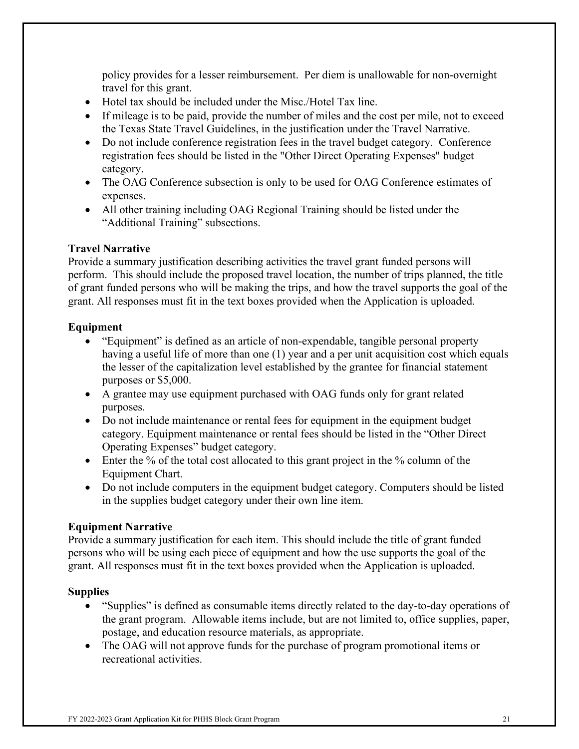policy provides for a lesser reimbursement. Per diem is unallowable for non-overnight travel for this grant.

- Hotel tax should be included under the Misc./Hotel Tax line.
- If mileage is to be paid, provide the number of miles and the cost per mile, not to exceed the Texas State Travel Guidelines, in the justification under the Travel Narrative.
- Do not include conference registration fees in the travel budget category. Conference registration fees should be listed in the "Other Direct Operating Expenses" budget category.
- The OAG Conference subsection is only to be used for OAG Conference estimates of expenses.
- All other training including OAG Regional Training should be listed under the "Additional Training" subsections.

**Travel Narrative**

Provide a summary justification describing activities the travel grant funded persons will perform. This should include the proposed travel location, the number of trips planned, the title of grant funded persons who will be making the trips, and how the travel supports the goal of the grant. All responses must fit in the text boxes provided when the Application is uploaded.

**Equipment**

- "Equipment" is defined as an article of non-expendable, tangible personal property having a useful life of more than one (1) year and a per unit acquisition cost which equals the lesser of the capitalization level established by the grantee for financial statement purposes or $5,000.
- A grantee may use equipment purchased with OAG funds only for grant related purposes.
- Do not include maintenance or rental fees for equipment in the equipment budget category. Equipment maintenance or rental fees should be listed in the "Other Direct Operating Expenses" budget category.
- Enter the % of the total cost allocated to this grant project in the % column of the Equipment Chart.
- Do not include computers in the equipment budget category. Computers should be listed in the supplies budget category under their own line item.

**Equipment Narrative**

Provide a summary justification for each item. This should include the title of grant funded persons who will be using each piece of equipment and how the use supports the goal of the grant. All responses must fit in the text boxes provided when the Application is uploaded.

**Supplies**

- "Supplies" is defined as consumable items directly related to the day-to-day operations of the grant program. Allowable items include, but are not limited to, office supplies, paper, postage, and education resource materials, as appropriate.
- The OAG will not approve funds for the purchase of program promotional items or recreational activities.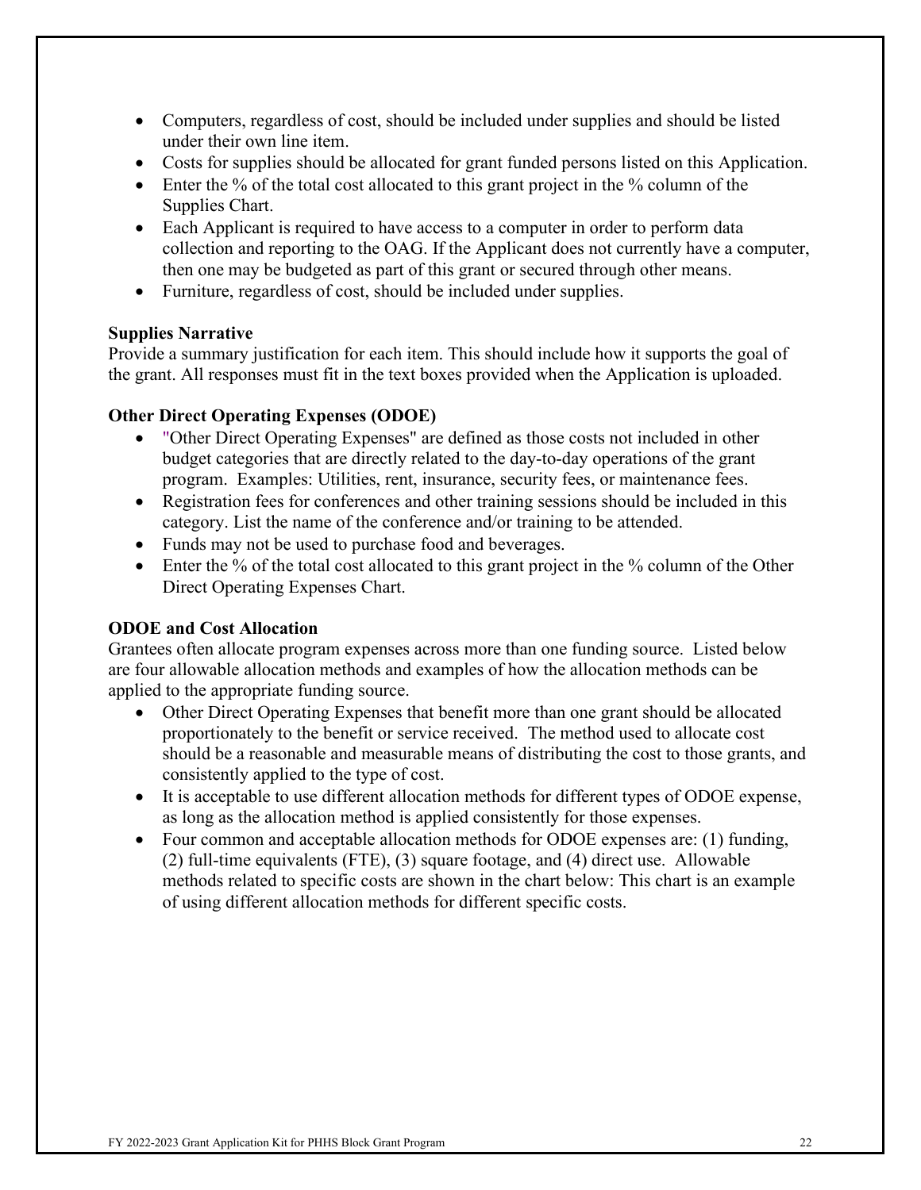- Computers, regardless of cost, should be included under supplies and should be listed under their own line item.
- Costs for supplies should be allocated for grant funded persons listed on this Application.
- Enter the % of the total cost allocated to this grant project in the % column of the Supplies Chart.
- Each Applicant is required to have access to a computer in order to perform data collection and reporting to the OAG. If the Applicant does not currently have a computer, then one may be budgeted as part of this grant or secured through other means.
- Furniture, regardless of cost, should be included under supplies.

**Supplies Narrative**

Provide a summary justification for each item. This should include how it supports the goal of the grant. All responses must fit in the text boxes provided when the Application is uploaded.

**Other Direct Operating Expenses (ODOE)**

- "Other Direct Operating Expenses" are defined as those costs not included in other budget categories that are directly related to the day-to-day operations of the grant program. Examples: Utilities, rent, insurance, security fees, or maintenance fees.
- Registration fees for conferences and other training sessions should be included in this category. List the name of the conference and/or training to be attended.
- Funds may not be used to purchase food and beverages.
- Enter the % of the total cost allocated to this grant project in the % column of the Other Direct Operating Expenses Chart.

**ODOE and Cost Allocation**

Grantees often allocate program expenses across more than one funding source. Listed below are four allowable allocation methods and examples of how the allocation methods can be applied to the appropriate funding source.

- Other Direct Operating Expenses that benefit more than one grant should be allocated proportionately to the benefit or service received. The method used to allocate cost should be a reasonable and measurable means of distributing the cost to those grants, and consistently applied to the type of cost.
- It is acceptable to use different allocation methods for different types of ODOE expense, as long as the allocation method is applied consistently for those expenses.
- Four common and acceptable allocation methods for ODOE expenses are: (1) funding, (2) full-time equivalents (FTE), (3) square footage, and (4) direct use. Allowable methods related to specific costs are shown in the chart below: This chart is an example of using different allocation methods for different specific costs.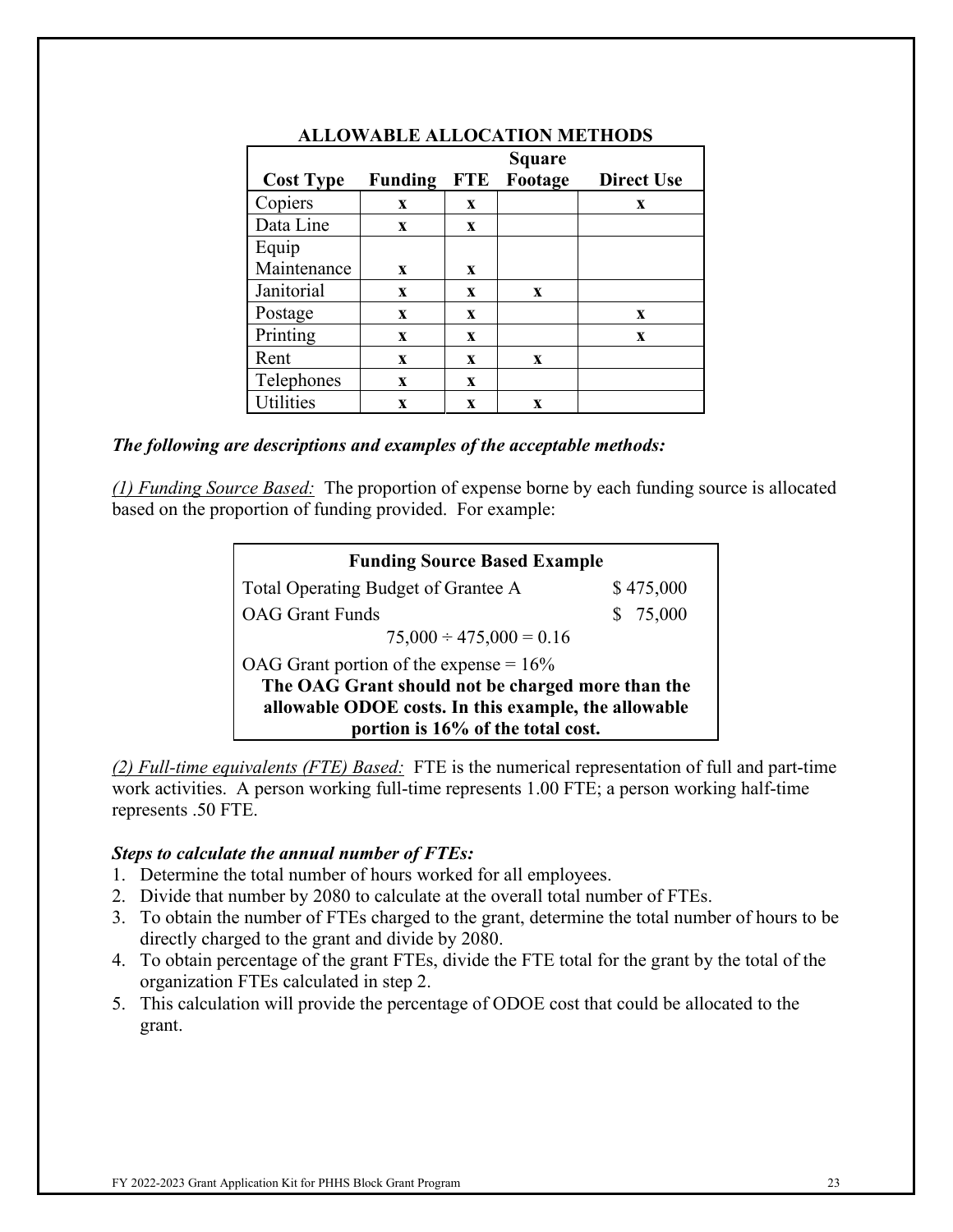### ALLOWABLE ALLOCATION METHODS

| Cost Type | Funding | FTE | Square Footage | Direct Use |
|---|---|---|---|---|
| Copiers | x | x | | x |
| Data Line | x | x | | |
| Equip Maintenance | x | x | | |
| Janitorial | x | x | x | |
| Postage | x | x | | x |
| Printing | x | x | | x |
| Rent | x | x | x | |
| Telephones | x | x | | |
| Utilities | x | x | x | |

***The following are descriptions and examples of the acceptable methods:***

*(1) Funding Source Based:* The proportion of expense borne by each funding source is allocated based on the proportion of funding provided. For example:

| **Funding Source Based Example** | |
|---|---|
| Total Operating Budget of Grantee A | $ 475,000 |
| OAG Grant Funds | $ 75,000 |
| 75,000 ÷ 475,000 = 0.16 | |
| OAG Grant portion of the expense = 16% | |
| **The OAG Grant should not be charged more than the allowable ODOE costs. In this example, the allowable portion is 16% of the total cost.** | |

*(2) Full-time equivalents (FTE) Based:* FTE is the numerical representation of full and part-time work activities. A person working full-time represents 1.00 FTE; a person working half-time represents .50 FTE.

***Steps to calculate the annual number of FTEs:***

1. Determine the total number of hours worked for all employees.
2. Divide that number by 2080 to calculate at the overall total number of FTEs.
3. To obtain the number of FTEs charged to the grant, determine the total number of hours to be directly charged to the grant and divide by 2080.
4. To obtain percentage of the grant FTEs, divide the FTE total for the grant by the total of the organization FTEs calculated in step 2.
5. This calculation will provide the percentage of ODOE cost that could be allocated to the grant.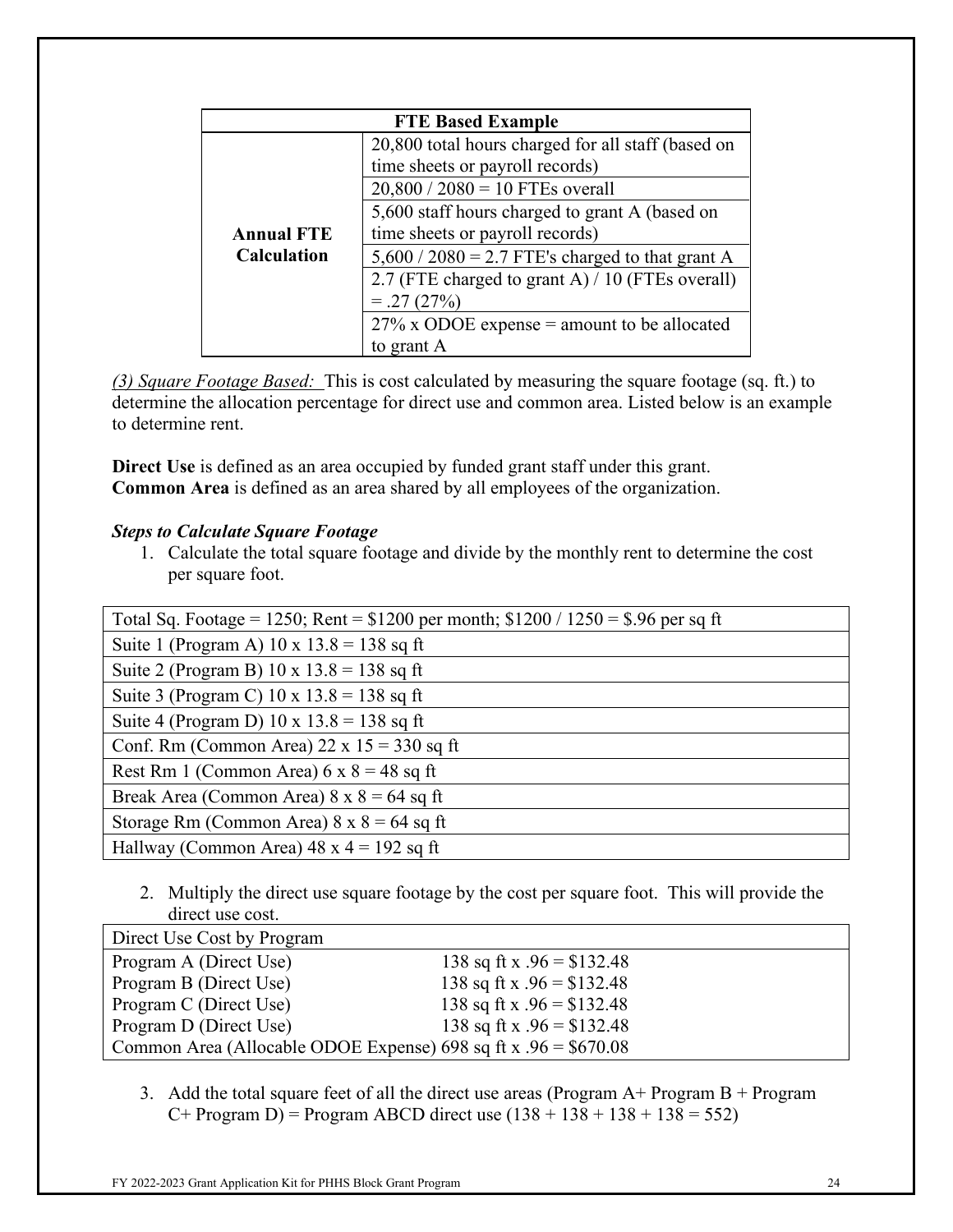| FTE Based Example | |
|---|---|
| **Annual FTE Calculation** | 20,800 total hours charged for all staff (based on time sheets or payroll records) |
| | 20,800 / 2080 = 10 FTEs overall |
| | 5,600 staff hours charged to grant A (based on time sheets or payroll records) |
| | 5,600 / 2080 = 2.7 FTE's charged to that grant A |
| | 2.7 (FTE charged to grant A) / 10 (FTEs overall) = .27 (27%) |
| | 27% x ODOE expense = amount to be allocated to grant A |

*<u>(3) Square Footage Based:</u>* This is cost calculated by measuring the square footage (sq. ft.) to determine the allocation percentage for direct use and common area. Listed below is an example to determine rent.

**Direct Use** is defined as an area occupied by funded grant staff under this grant.
**Common Area** is defined as an area shared by all employees of the organization.

***Steps to Calculate Square Footage***

1. Calculate the total square footage and divide by the monthly rent to determine the cost per square foot.

| Total Sq. Footage = 1250; Rent = $1200 per month; $1200 / 1250 = $.96 per sq ft |
|---|
| Suite 1 (Program A) 10 x 13.8 = 138 sq ft |
| Suite 2 (Program B) 10 x 13.8 = 138 sq ft |
| Suite 3 (Program C) 10 x 13.8 = 138 sq ft |
| Suite 4 (Program D) 10 x 13.8 = 138 sq ft |
| Conf. Rm (Common Area) 22 x 15 = 330 sq ft |
| Rest Rm 1 (Common Area) 6 x 8 = 48 sq ft |
| Break Area (Common Area) 8 x 8 = 64 sq ft |
| Storage Rm (Common Area) 8 x 8 = 64 sq ft |
| Hallway (Common Area) 48 x 4 = 192 sq ft |

2. Multiply the direct use square footage by the cost per square foot. This will provide the direct use cost.

| Direct Use Cost by Program | |
|---|---|
| Program A (Direct Use) | 138 sq ft x .96 = $132.48 |
| Program B (Direct Use) | 138 sq ft x .96 = $132.48 |
| Program C (Direct Use) | 138 sq ft x .96 = $132.48 |
| Program D (Direct Use) | 138 sq ft x .96 = $132.48 |
| Common Area (Allocable ODOE Expense) | 698 sq ft x .96 = $670.08 |

3. Add the total square feet of all the direct use areas (Program A+ Program B + Program C+ Program D) = Program ABCD direct use (138 + 138 + 138 + 138 = 552)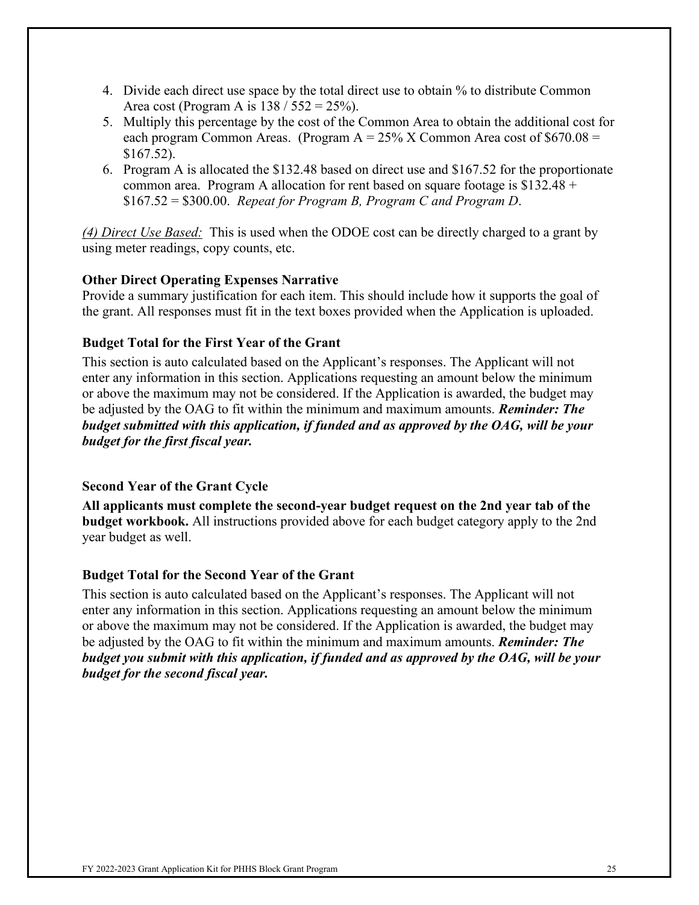4. Divide each direct use space by the total direct use to obtain % to distribute Common Area cost (Program A is 138 / 552 = 25%).
5. Multiply this percentage by the cost of the Common Area to obtain the additional cost for each program Common Areas. (Program A = 25% X Common Area cost of $670.08 = $167.52).
6. Program A is allocated the $132.48 based on direct use and $167.52 for the proportionate common area. Program A allocation for rent based on square footage is $132.48 + $167.52 = $300.00. *Repeat for Program B, Program C and Program D*.

*(4) Direct Use Based:* This is used when the ODOE cost can be directly charged to a grant by using meter readings, copy counts, etc.

**Other Direct Operating Expenses Narrative**

Provide a summary justification for each item. This should include how it supports the goal of the grant. All responses must fit in the text boxes provided when the Application is uploaded.

**Budget Total for the First Year of the Grant**

This section is auto calculated based on the Applicant's responses. The Applicant will not enter any information in this section. Applications requesting an amount below the minimum or above the maximum may not be considered. If the Application is awarded, the budget may be adjusted by the OAG to fit within the minimum and maximum amounts. ***Reminder: The budget submitted with this application, if funded and as approved by the OAG, will be your budget for the first fiscal year.***

**Second Year of the Grant Cycle**

**All applicants must complete the second-year budget request on the 2nd year tab of the budget workbook.** All instructions provided above for each budget category apply to the 2nd year budget as well.

**Budget Total for the Second Year of the Grant**

This section is auto calculated based on the Applicant's responses. The Applicant will not enter any information in this section. Applications requesting an amount below the minimum or above the maximum may not be considered. If the Application is awarded, the budget may be adjusted by the OAG to fit within the minimum and maximum amounts. ***Reminder: The budget you submit with this application, if funded and as approved by the OAG, will be your budget for the second fiscal year.***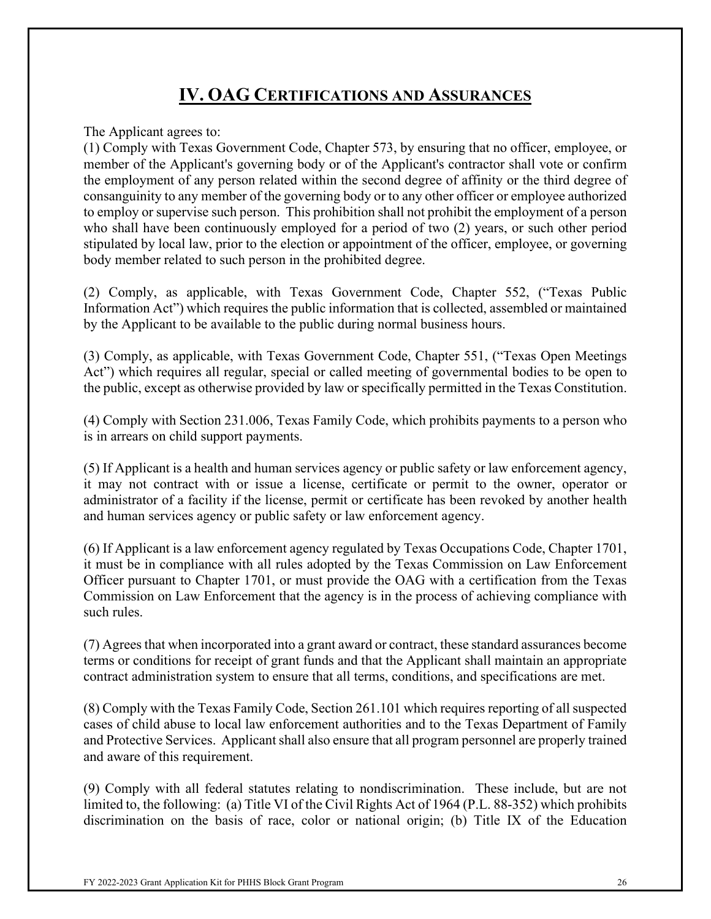# IV. OAG Certifications and Assurances

The Applicant agrees to:

(1) Comply with Texas Government Code, Chapter 573, by ensuring that no officer, employee, or member of the Applicant's governing body or of the Applicant's contractor shall vote or confirm the employment of any person related within the second degree of affinity or the third degree of consanguinity to any member of the governing body or to any other officer or employee authorized to employ or supervise such person. This prohibition shall not prohibit the employment of a person who shall have been continuously employed for a period of two (2) years, or such other period stipulated by local law, prior to the election or appointment of the officer, employee, or governing body member related to such person in the prohibited degree.

(2) Comply, as applicable, with Texas Government Code, Chapter 552, ("Texas Public Information Act") which requires the public information that is collected, assembled or maintained by the Applicant to be available to the public during normal business hours.

(3) Comply, as applicable, with Texas Government Code, Chapter 551, ("Texas Open Meetings Act") which requires all regular, special or called meeting of governmental bodies to be open to the public, except as otherwise provided by law or specifically permitted in the Texas Constitution.

(4) Comply with Section 231.006, Texas Family Code, which prohibits payments to a person who is in arrears on child support payments.

(5) If Applicant is a health and human services agency or public safety or law enforcement agency, it may not contract with or issue a license, certificate or permit to the owner, operator or administrator of a facility if the license, permit or certificate has been revoked by another health and human services agency or public safety or law enforcement agency.

(6) If Applicant is a law enforcement agency regulated by Texas Occupations Code, Chapter 1701, it must be in compliance with all rules adopted by the Texas Commission on Law Enforcement Officer pursuant to Chapter 1701, or must provide the OAG with a certification from the Texas Commission on Law Enforcement that the agency is in the process of achieving compliance with such rules.

(7) Agrees that when incorporated into a grant award or contract, these standard assurances become terms or conditions for receipt of grant funds and that the Applicant shall maintain an appropriate contract administration system to ensure that all terms, conditions, and specifications are met.

(8) Comply with the Texas Family Code, Section 261.101 which requires reporting of all suspected cases of child abuse to local law enforcement authorities and to the Texas Department of Family and Protective Services. Applicant shall also ensure that all program personnel are properly trained and aware of this requirement.

(9) Comply with all federal statutes relating to nondiscrimination. These include, but are not limited to, the following: (a) Title VI of the Civil Rights Act of 1964 (P.L. 88-352) which prohibits discrimination on the basis of race, color or national origin; (b) Title IX of the Education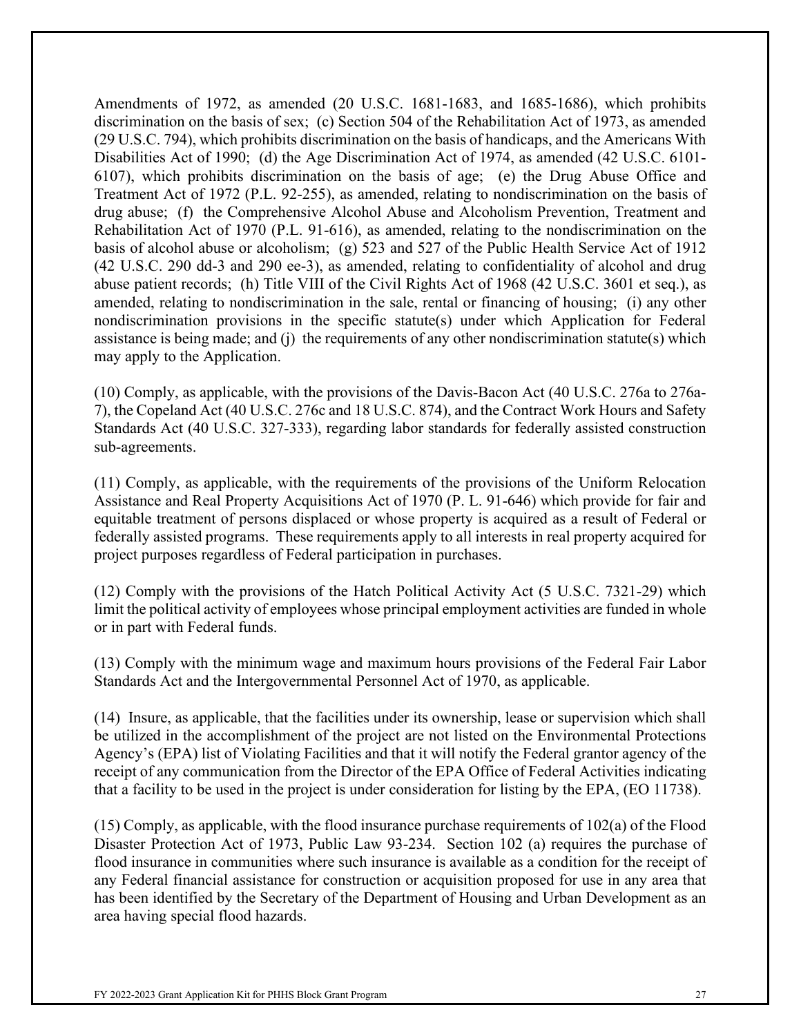Amendments of 1972, as amended (20 U.S.C. 1681-1683, and 1685-1686), which prohibits discrimination on the basis of sex; (c) Section 504 of the Rehabilitation Act of 1973, as amended (29 U.S.C. 794), which prohibits discrimination on the basis of handicaps, and the Americans With Disabilities Act of 1990; (d) the Age Discrimination Act of 1974, as amended (42 U.S.C. 6101-6107), which prohibits discrimination on the basis of age; (e) the Drug Abuse Office and Treatment Act of 1972 (P.L. 92-255), as amended, relating to nondiscrimination on the basis of drug abuse; (f) the Comprehensive Alcohol Abuse and Alcoholism Prevention, Treatment and Rehabilitation Act of 1970 (P.L. 91-616), as amended, relating to the nondiscrimination on the basis of alcohol abuse or alcoholism; (g) 523 and 527 of the Public Health Service Act of 1912 (42 U.S.C. 290 dd-3 and 290 ee-3), as amended, relating to confidentiality of alcohol and drug abuse patient records; (h) Title VIII of the Civil Rights Act of 1968 (42 U.S.C. 3601 et seq.), as amended, relating to nondiscrimination in the sale, rental or financing of housing; (i) any other nondiscrimination provisions in the specific statute(s) under which Application for Federal assistance is being made; and (j) the requirements of any other nondiscrimination statute(s) which may apply to the Application.

(10) Comply, as applicable, with the provisions of the Davis-Bacon Act (40 U.S.C. 276a to 276a-7), the Copeland Act (40 U.S.C. 276c and 18 U.S.C. 874), and the Contract Work Hours and Safety Standards Act (40 U.S.C. 327-333), regarding labor standards for federally assisted construction sub-agreements.

(11) Comply, as applicable, with the requirements of the provisions of the Uniform Relocation Assistance and Real Property Acquisitions Act of 1970 (P. L. 91-646) which provide for fair and equitable treatment of persons displaced or whose property is acquired as a result of Federal or federally assisted programs. These requirements apply to all interests in real property acquired for project purposes regardless of Federal participation in purchases.

(12) Comply with the provisions of the Hatch Political Activity Act (5 U.S.C. 7321-29) which limit the political activity of employees whose principal employment activities are funded in whole or in part with Federal funds.

(13) Comply with the minimum wage and maximum hours provisions of the Federal Fair Labor Standards Act and the Intergovernmental Personnel Act of 1970, as applicable.

(14) Insure, as applicable, that the facilities under its ownership, lease or supervision which shall be utilized in the accomplishment of the project are not listed on the Environmental Protections Agency's (EPA) list of Violating Facilities and that it will notify the Federal grantor agency of the receipt of any communication from the Director of the EPA Office of Federal Activities indicating that a facility to be used in the project is under consideration for listing by the EPA, (EO 11738).

(15) Comply, as applicable, with the flood insurance purchase requirements of 102(a) of the Flood Disaster Protection Act of 1973, Public Law 93-234. Section 102 (a) requires the purchase of flood insurance in communities where such insurance is available as a condition for the receipt of any Federal financial assistance for construction or acquisition proposed for use in any area that has been identified by the Secretary of the Department of Housing and Urban Development as an area having special flood hazards.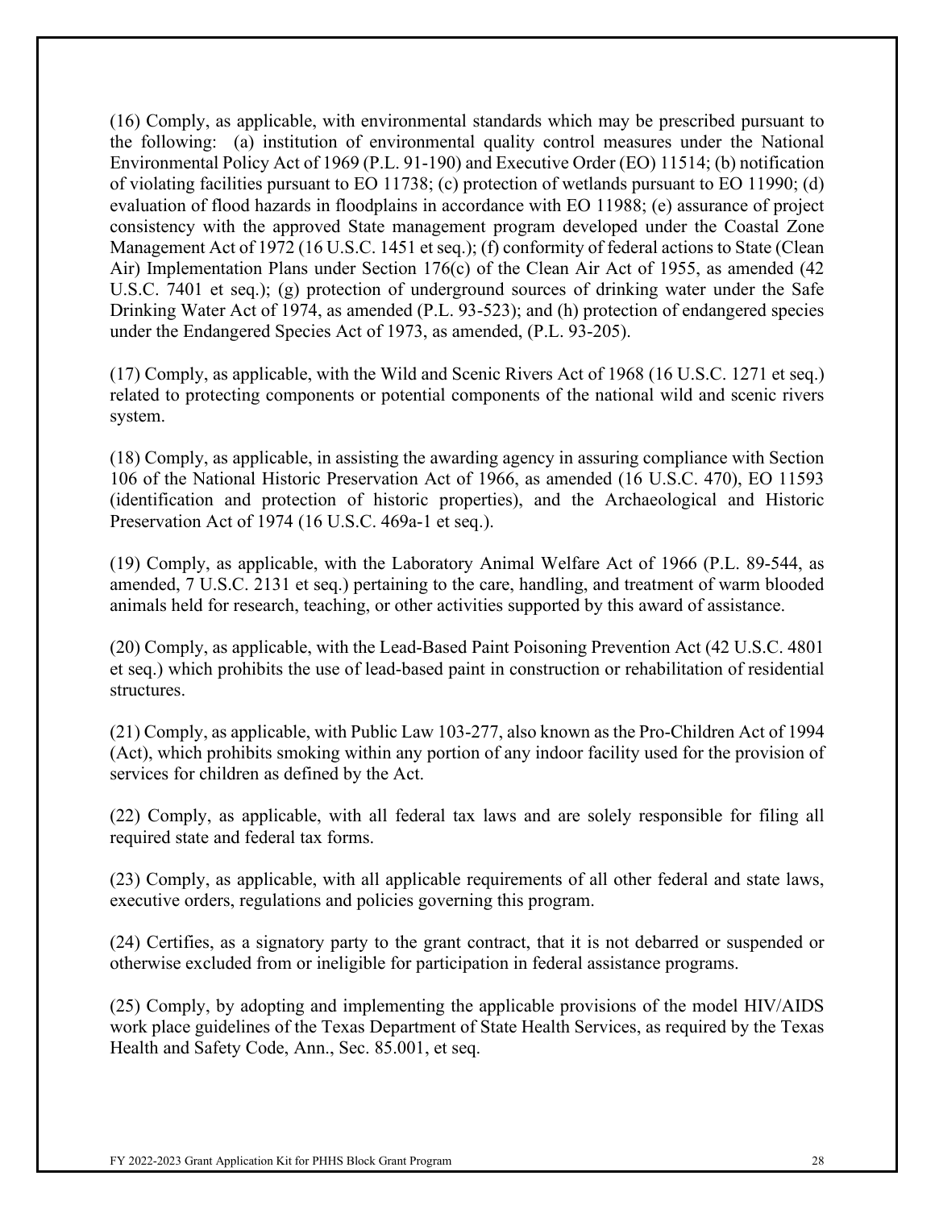(16) Comply, as applicable, with environmental standards which may be prescribed pursuant to the following: (a) institution of environmental quality control measures under the National Environmental Policy Act of 1969 (P.L. 91-190) and Executive Order (EO) 11514; (b) notification of violating facilities pursuant to EO 11738; (c) protection of wetlands pursuant to EO 11990; (d) evaluation of flood hazards in floodplains in accordance with EO 11988; (e) assurance of project consistency with the approved State management program developed under the Coastal Zone Management Act of 1972 (16 U.S.C. 1451 et seq.); (f) conformity of federal actions to State (Clean Air) Implementation Plans under Section 176(c) of the Clean Air Act of 1955, as amended (42 U.S.C. 7401 et seq.); (g) protection of underground sources of drinking water under the Safe Drinking Water Act of 1974, as amended (P.L. 93-523); and (h) protection of endangered species under the Endangered Species Act of 1973, as amended, (P.L. 93-205).

(17) Comply, as applicable, with the Wild and Scenic Rivers Act of 1968 (16 U.S.C. 1271 et seq.) related to protecting components or potential components of the national wild and scenic rivers system.

(18) Comply, as applicable, in assisting the awarding agency in assuring compliance with Section 106 of the National Historic Preservation Act of 1966, as amended (16 U.S.C. 470), EO 11593 (identification and protection of historic properties), and the Archaeological and Historic Preservation Act of 1974 (16 U.S.C. 469a-1 et seq.).

(19) Comply, as applicable, with the Laboratory Animal Welfare Act of 1966 (P.L. 89-544, as amended, 7 U.S.C. 2131 et seq.) pertaining to the care, handling, and treatment of warm blooded animals held for research, teaching, or other activities supported by this award of assistance.

(20) Comply, as applicable, with the Lead-Based Paint Poisoning Prevention Act (42 U.S.C. 4801 et seq.) which prohibits the use of lead-based paint in construction or rehabilitation of residential structures.

(21) Comply, as applicable, with Public Law 103-277, also known as the Pro-Children Act of 1994 (Act), which prohibits smoking within any portion of any indoor facility used for the provision of services for children as defined by the Act.

(22) Comply, as applicable, with all federal tax laws and are solely responsible for filing all required state and federal tax forms.

(23) Comply, as applicable, with all applicable requirements of all other federal and state laws, executive orders, regulations and policies governing this program.

(24) Certifies, as a signatory party to the grant contract, that it is not debarred or suspended or otherwise excluded from or ineligible for participation in federal assistance programs.

(25) Comply, by adopting and implementing the applicable provisions of the model HIV/AIDS work place guidelines of the Texas Department of State Health Services, as required by the Texas Health and Safety Code, Ann., Sec. 85.001, et seq.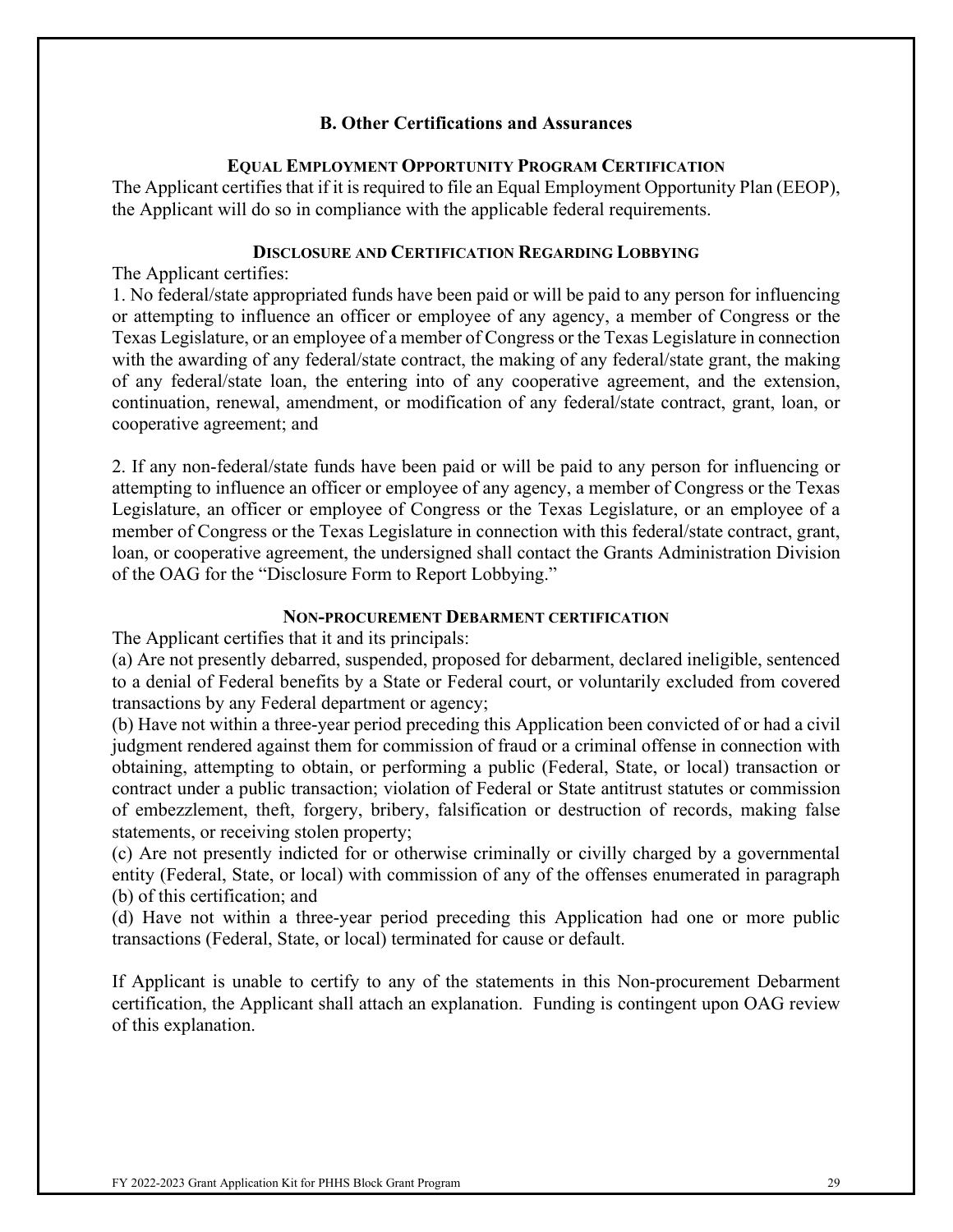## B. Other Certifications and Assurances

### Equal Employment Opportunity Program Certification

The Applicant certifies that if it is required to file an Equal Employment Opportunity Plan (EEOP), the Applicant will do so in compliance with the applicable federal requirements.

### Disclosure and Certification Regarding Lobbying

The Applicant certifies:

1. No federal/state appropriated funds have been paid or will be paid to any person for influencing or attempting to influence an officer or employee of any agency, a member of Congress or the Texas Legislature, or an employee of a member of Congress or the Texas Legislature in connection with the awarding of any federal/state contract, the making of any federal/state grant, the making of any federal/state loan, the entering into of any cooperative agreement, and the extension, continuation, renewal, amendment, or modification of any federal/state contract, grant, loan, or cooperative agreement; and

2. If any non-federal/state funds have been paid or will be paid to any person for influencing or attempting to influence an officer or employee of any agency, a member of Congress or the Texas Legislature, an officer or employee of Congress or the Texas Legislature, or an employee of a member of Congress or the Texas Legislature in connection with this federal/state contract, grant, loan, or cooperative agreement, the undersigned shall contact the Grants Administration Division of the OAG for the "Disclosure Form to Report Lobbying."

### Non-procurement Debarment certification

The Applicant certifies that it and its principals:

(a) Are not presently debarred, suspended, proposed for debarment, declared ineligible, sentenced to a denial of Federal benefits by a State or Federal court, or voluntarily excluded from covered transactions by any Federal department or agency;

(b) Have not within a three-year period preceding this Application been convicted of or had a civil judgment rendered against them for commission of fraud or a criminal offense in connection with obtaining, attempting to obtain, or performing a public (Federal, State, or local) transaction or contract under a public transaction; violation of Federal or State antitrust statutes or commission of embezzlement, theft, forgery, bribery, falsification or destruction of records, making false statements, or receiving stolen property;

(c) Are not presently indicted for or otherwise criminally or civilly charged by a governmental entity (Federal, State, or local) with commission of any of the offenses enumerated in paragraph (b) of this certification; and

(d) Have not within a three-year period preceding this Application had one or more public transactions (Federal, State, or local) terminated for cause or default.

If Applicant is unable to certify to any of the statements in this Non-procurement Debarment certification, the Applicant shall attach an explanation. Funding is contingent upon OAG review of this explanation.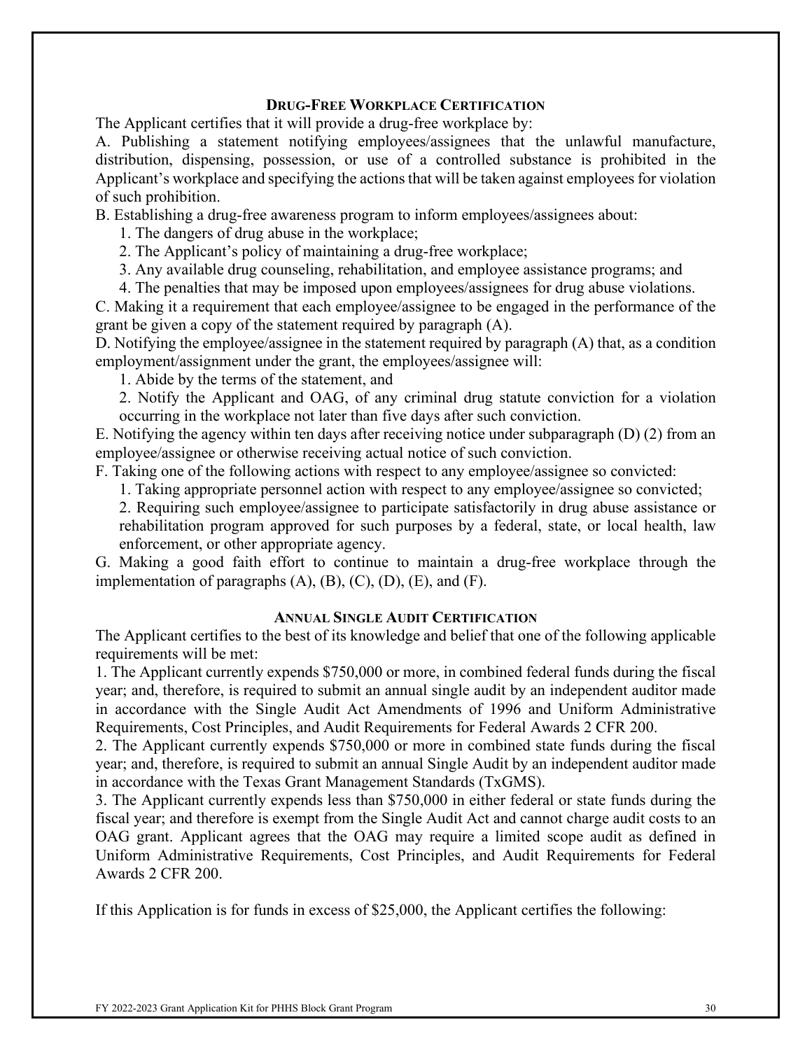## Drug-Free Workplace Certification

The Applicant certifies that it will provide a drug-free workplace by:

A. Publishing a statement notifying employees/assignees that the unlawful manufacture, distribution, dispensing, possession, or use of a controlled substance is prohibited in the Applicant's workplace and specifying the actions that will be taken against employees for violation of such prohibition.

B. Establishing a drug-free awareness program to inform employees/assignees about:

1. The dangers of drug abuse in the workplace;
2. The Applicant's policy of maintaining a drug-free workplace;
3. Any available drug counseling, rehabilitation, and employee assistance programs; and
4. The penalties that may be imposed upon employees/assignees for drug abuse violations.

C. Making it a requirement that each employee/assignee to be engaged in the performance of the grant be given a copy of the statement required by paragraph (A).

D. Notifying the employee/assignee in the statement required by paragraph (A) that, as a condition employment/assignment under the grant, the employees/assignee will:

1. Abide by the terms of the statement, and
2. Notify the Applicant and OAG, of any criminal drug statute conviction for a violation occurring in the workplace not later than five days after such conviction.

E. Notifying the agency within ten days after receiving notice under subparagraph (D) (2) from an employee/assignee or otherwise receiving actual notice of such conviction.

F. Taking one of the following actions with respect to any employee/assignee so convicted:

1. Taking appropriate personnel action with respect to any employee/assignee so convicted;
2. Requiring such employee/assignee to participate satisfactorily in drug abuse assistance or rehabilitation program approved for such purposes by a federal, state, or local health, law enforcement, or other appropriate agency.

G. Making a good faith effort to continue to maintain a drug-free workplace through the implementation of paragraphs (A), (B), (C), (D), (E), and (F).

## Annual Single Audit Certification

The Applicant certifies to the best of its knowledge and belief that one of the following applicable requirements will be met:

1. The Applicant currently expends $750,000 or more, in combined federal funds during the fiscal year; and, therefore, is required to submit an annual single audit by an independent auditor made in accordance with the Single Audit Act Amendments of 1996 and Uniform Administrative Requirements, Cost Principles, and Audit Requirements for Federal Awards 2 CFR 200.
2. The Applicant currently expends $750,000 or more in combined state funds during the fiscal year; and, therefore, is required to submit an annual Single Audit by an independent auditor made in accordance with the Texas Grant Management Standards (TxGMS).
3. The Applicant currently expends less than $750,000 in either federal or state funds during the fiscal year; and therefore is exempt from the Single Audit Act and cannot charge audit costs to an OAG grant. Applicant agrees that the OAG may require a limited scope audit as defined in Uniform Administrative Requirements, Cost Principles, and Audit Requirements for Federal Awards 2 CFR 200.

If this Application is for funds in excess of $25,000, the Applicant certifies the following: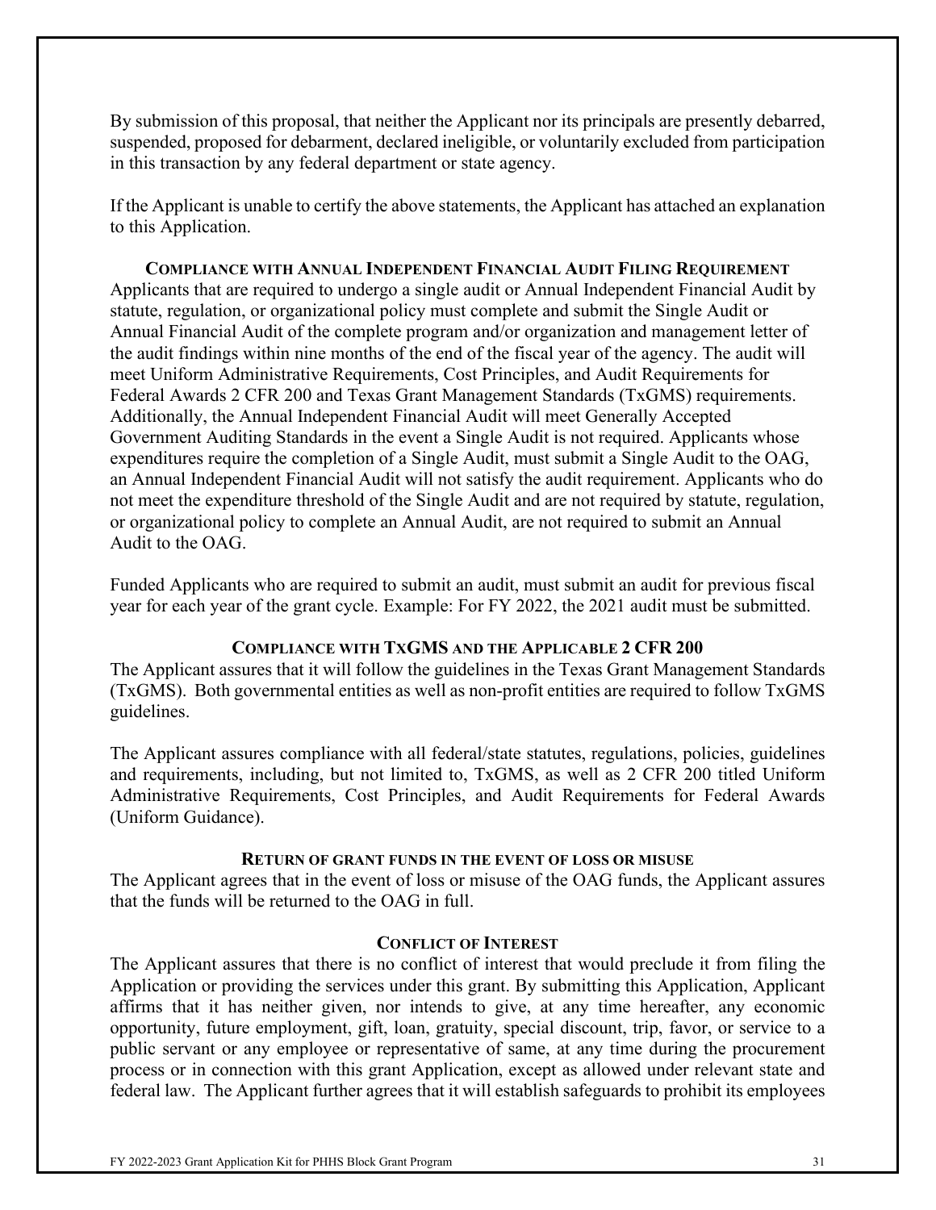By submission of this proposal, that neither the Applicant nor its principals are presently debarred, suspended, proposed for debarment, declared ineligible, or voluntarily excluded from participation in this transaction by any federal department or state agency.

If the Applicant is unable to certify the above statements, the Applicant has attached an explanation to this Application.

### COMPLIANCE WITH ANNUAL INDEPENDENT FINANCIAL AUDIT FILING REQUIREMENT

Applicants that are required to undergo a single audit or Annual Independent Financial Audit by statute, regulation, or organizational policy must complete and submit the Single Audit or Annual Financial Audit of the complete program and/or organization and management letter of the audit findings within nine months of the end of the fiscal year of the agency. The audit will meet Uniform Administrative Requirements, Cost Principles, and Audit Requirements for Federal Awards 2 CFR 200 and Texas Grant Management Standards (TxGMS) requirements. Additionally, the Annual Independent Financial Audit will meet Generally Accepted Government Auditing Standards in the event a Single Audit is not required. Applicants whose expenditures require the completion of a Single Audit, must submit a Single Audit to the OAG, an Annual Independent Financial Audit will not satisfy the audit requirement. Applicants who do not meet the expenditure threshold of the Single Audit and are not required by statute, regulation, or organizational policy to complete an Annual Audit, are not required to submit an Annual Audit to the OAG.

Funded Applicants who are required to submit an audit, must submit an audit for previous fiscal year for each year of the grant cycle. Example: For FY 2022, the 2021 audit must be submitted.

### COMPLIANCE WITH TXGMS AND THE APPLICABLE 2 CFR 200

The Applicant assures that it will follow the guidelines in the Texas Grant Management Standards (TxGMS). Both governmental entities as well as non-profit entities are required to follow TxGMS guidelines.

The Applicant assures compliance with all federal/state statutes, regulations, policies, guidelines and requirements, including, but not limited to, TxGMS, as well as 2 CFR 200 titled Uniform Administrative Requirements, Cost Principles, and Audit Requirements for Federal Awards (Uniform Guidance).

### RETURN OF GRANT FUNDS IN THE EVENT OF LOSS OR MISUSE

The Applicant agrees that in the event of loss or misuse of the OAG funds, the Applicant assures that the funds will be returned to the OAG in full.

### CONFLICT OF INTEREST

The Applicant assures that there is no conflict of interest that would preclude it from filing the Application or providing the services under this grant. By submitting this Application, Applicant affirms that it has neither given, nor intends to give, at any time hereafter, any economic opportunity, future employment, gift, loan, gratuity, special discount, trip, favor, or service to a public servant or any employee or representative of same, at any time during the procurement process or in connection with this grant Application, except as allowed under relevant state and federal law. The Applicant further agrees that it will establish safeguards to prohibit its employees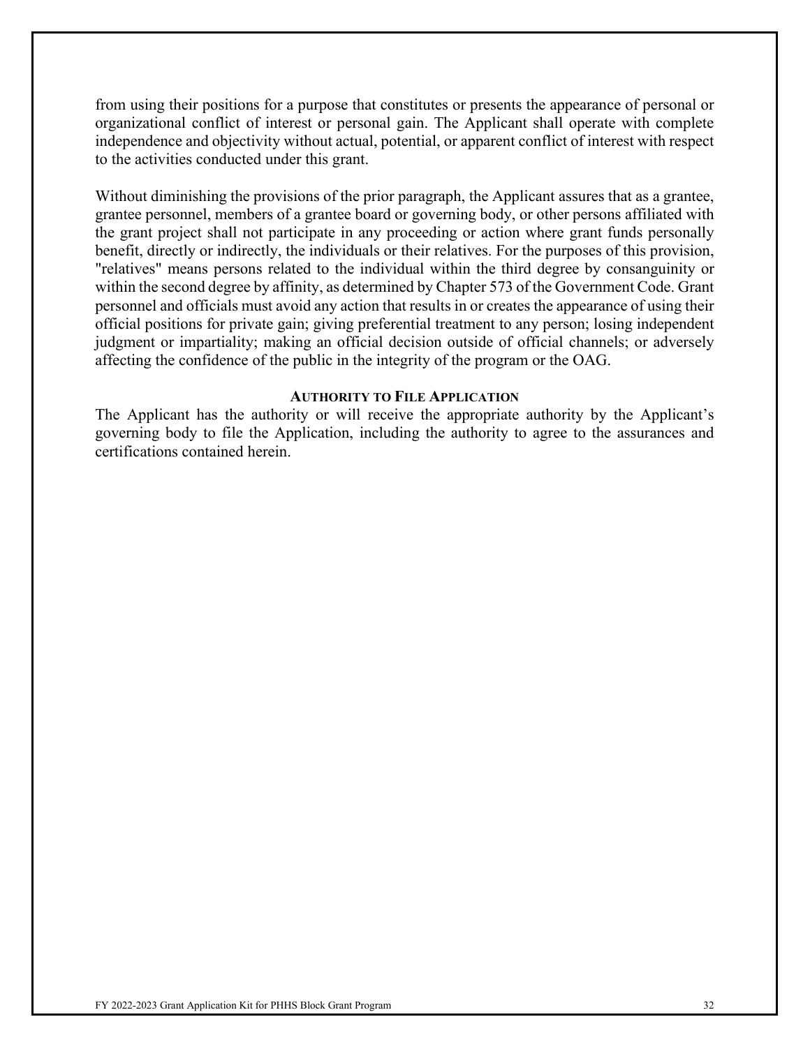from using their positions for a purpose that constitutes or presents the appearance of personal or organizational conflict of interest or personal gain. The Applicant shall operate with complete independence and objectivity without actual, potential, or apparent conflict of interest with respect to the activities conducted under this grant.

Without diminishing the provisions of the prior paragraph, the Applicant assures that as a grantee, grantee personnel, members of a grantee board or governing body, or other persons affiliated with the grant project shall not participate in any proceeding or action where grant funds personally benefit, directly or indirectly, the individuals or their relatives. For the purposes of this provision, "relatives" means persons related to the individual within the third degree by consanguinity or within the second degree by affinity, as determined by Chapter 573 of the Government Code. Grant personnel and officials must avoid any action that results in or creates the appearance of using their official positions for private gain; giving preferential treatment to any person; losing independent judgment or impartiality; making an official decision outside of official channels; or adversely affecting the confidence of the public in the integrity of the program or the OAG.

### AUTHORITY TO FILE APPLICATION

The Applicant has the authority or will receive the appropriate authority by the Applicant's governing body to file the Application, including the authority to agree to the assurances and certifications contained herein.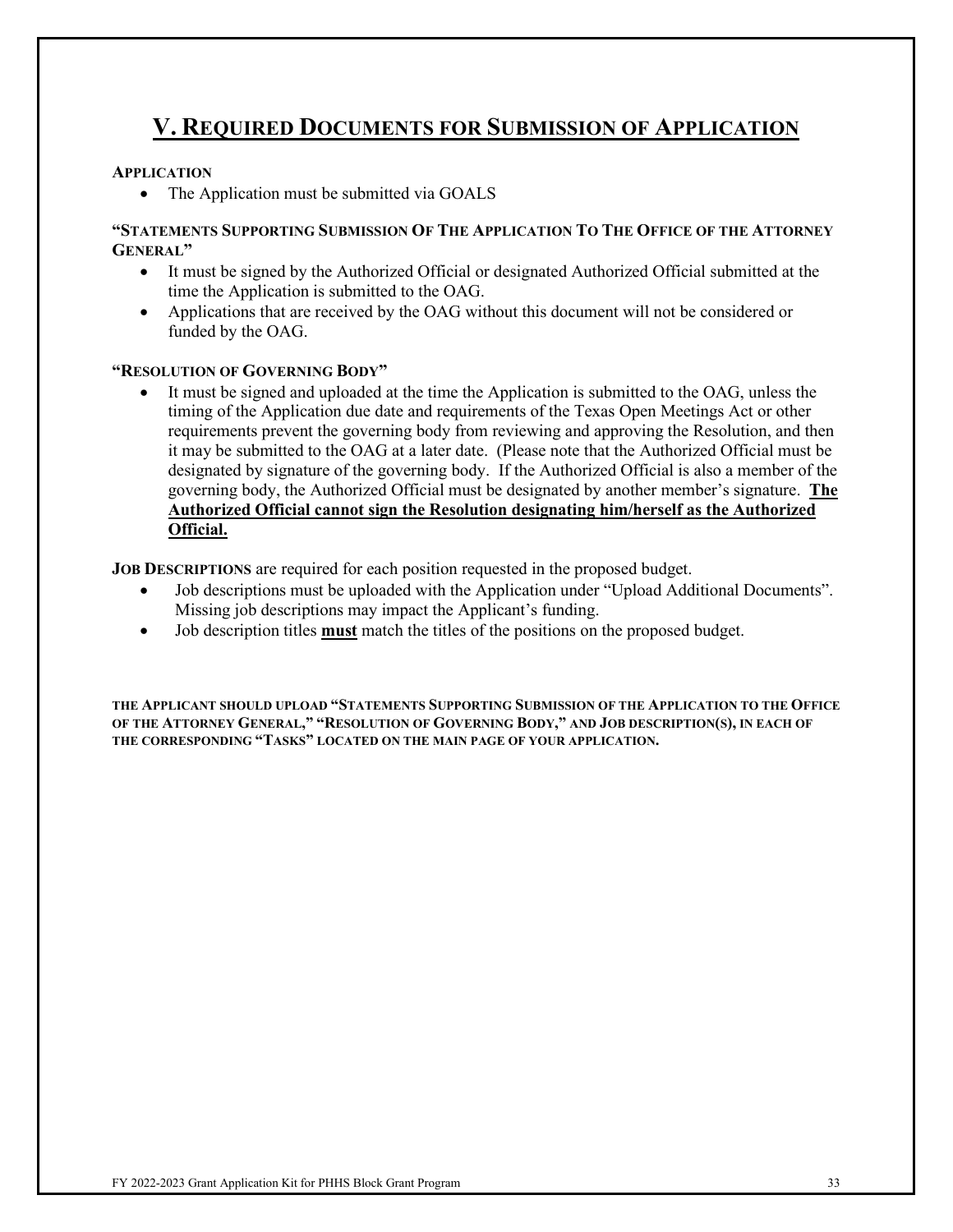# V. Required Documents for Submission of Application

**Application**

- The Application must be submitted via GOALS

**"Statements Supporting Submission Of The Application To The Office of the Attorney General"**

- It must be signed by the Authorized Official or designated Authorized Official submitted at the time the Application is submitted to the OAG.
- Applications that are received by the OAG without this document will not be considered or funded by the OAG.

**"Resolution of Governing Body"**

- It must be signed and uploaded at the time the Application is submitted to the OAG, unless the timing of the Application due date and requirements of the Texas Open Meetings Act or other requirements prevent the governing body from reviewing and approving the Resolution, and then it may be submitted to the OAG at a later date. (Please note that the Authorized Official must be designated by signature of the governing body. If the Authorized Official is also a member of the governing body, the Authorized Official must be designated by another member's signature. **The Authorized Official cannot sign the Resolution designating him/herself as the Authorized Official.**

**Job Descriptions** are required for each position requested in the proposed budget.

- Job descriptions must be uploaded with the Application under "Upload Additional Documents". Missing job descriptions may impact the Applicant's funding.
- Job description titles **must** match the titles of the positions on the proposed budget.

**The Applicant should upload "Statements Supporting Submission of the Application to the Office of the Attorney General," "Resolution of Governing Body," and Job description(s), in each of the corresponding "Tasks" located on the main page of your application.**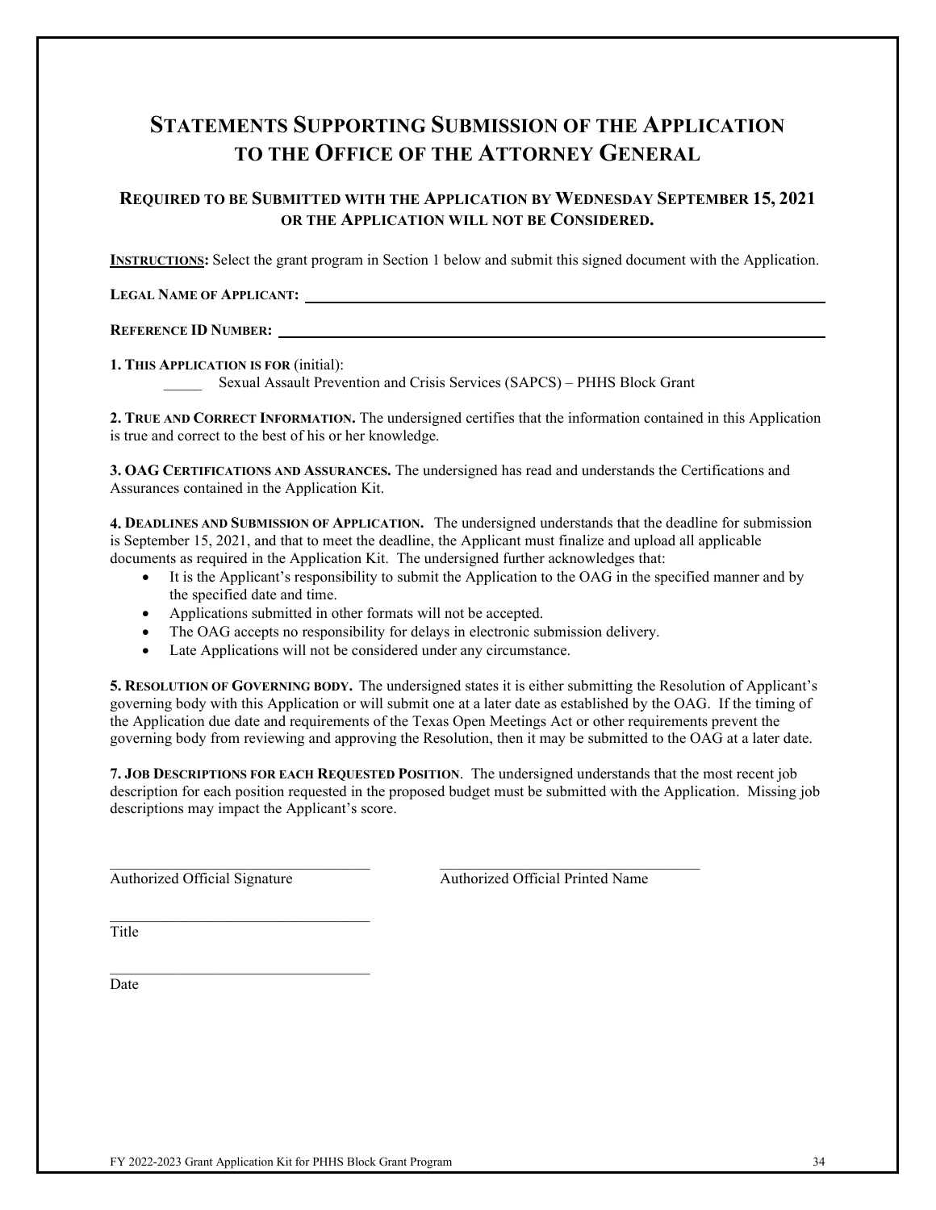# Statements Supporting Submission of the Application to the Office of the Attorney General

## Required to be Submitted with the Application by Wednesday September 15, 2021 or the Application will not be Considered.

**INSTRUCTIONS:** Select the grant program in Section 1 below and submit this signed document with the Application.

**LEGAL NAME OF APPLICANT:** ______________________________________________

**REFERENCE ID NUMBER:** ______________________________________________

**1. THIS APPLICATION IS FOR** (initial):

_____ Sexual Assault Prevention and Crisis Services (SAPCS) – PHHS Block Grant

**2. TRUE AND CORRECT INFORMATION.** The undersigned certifies that the information contained in this Application is true and correct to the best of his or her knowledge.

**3. OAG CERTIFICATIONS AND ASSURANCES.** The undersigned has read and understands the Certifications and Assurances contained in the Application Kit.

**4. DEADLINES AND SUBMISSION OF APPLICATION.** The undersigned understands that the deadline for submission is September 15, 2021, and that to meet the deadline, the Applicant must finalize and upload all applicable documents as required in the Application Kit. The undersigned further acknowledges that:

- It is the Applicant's responsibility to submit the Application to the OAG in the specified manner and by the specified date and time.
- Applications submitted in other formats will not be accepted.
- The OAG accepts no responsibility for delays in electronic submission delivery.
- Late Applications will not be considered under any circumstance.

**5. RESOLUTION OF GOVERNING BODY.** The undersigned states it is either submitting the Resolution of Applicant's governing body with this Application or will submit one at a later date as established by the OAG. If the timing of the Application due date and requirements of the Texas Open Meetings Act or other requirements prevent the governing body from reviewing and approving the Resolution, then it may be submitted to the OAG at a later date.

**7. JOB DESCRIPTIONS FOR EACH REQUESTED POSITION.** The undersigned understands that the most recent job description for each position requested in the proposed budget must be submitted with the Application. Missing job descriptions may impact the Applicant's score.

__________________________________ Authorized Official Signature

__________________________________ Authorized Official Printed Name

__________________________________ Title

__________________________________ Date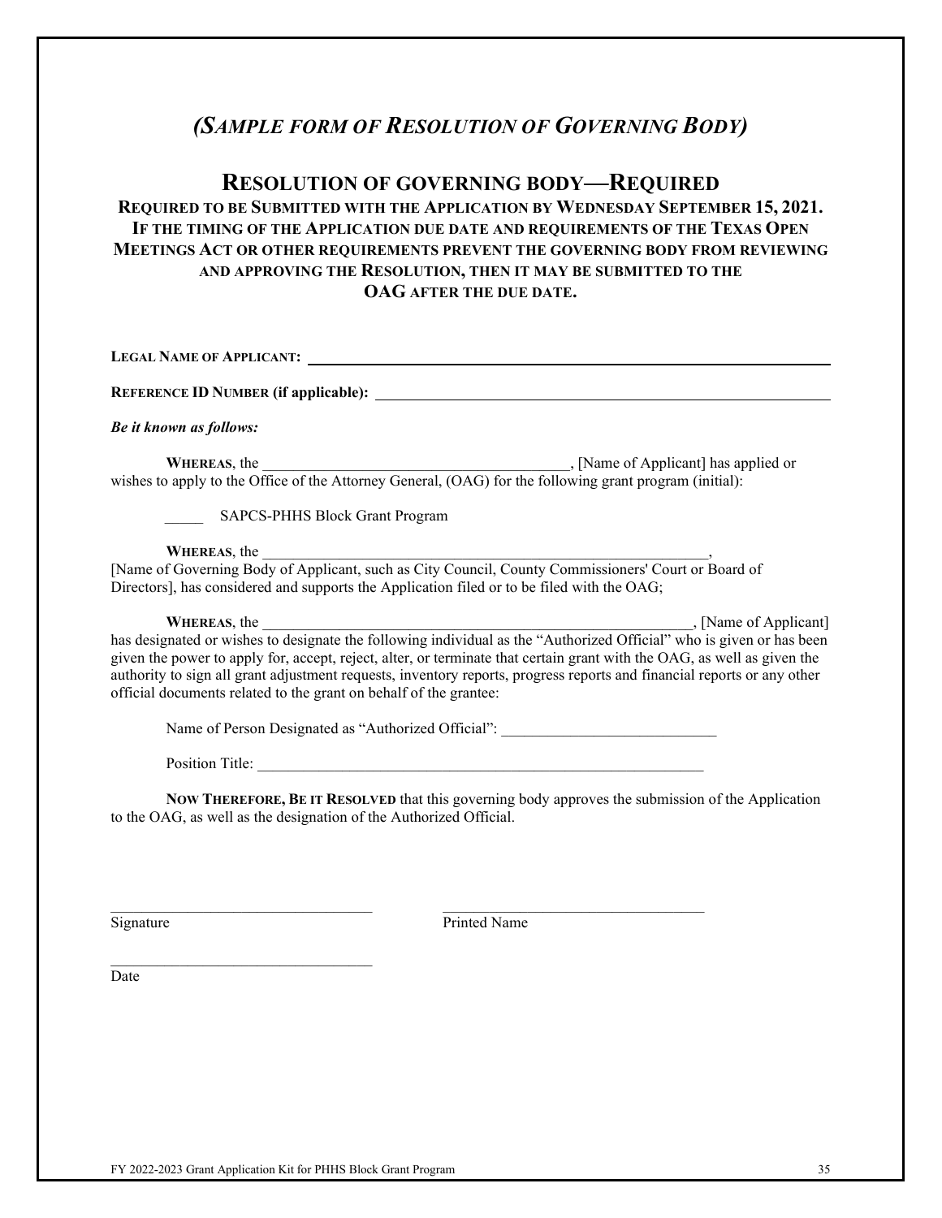## *(Sample form of Resolution of Governing Body)*

## Resolution of governing body—Required

**Required to be Submitted with the Application by Wednesday September 15, 2021. If the timing of the Application due date and requirements of the Texas Open Meetings Act or other requirements prevent the governing body from reviewing and approving the Resolution, then it may be submitted to the OAG after the due date.**

**Legal Name of Applicant:** ______________________________________________

**Reference ID Number (if applicable):** ______________________________________________

***Be it known as follows:***

**Whereas**, the ________________________________________, [Name of Applicant] has applied or wishes to apply to the Office of the Attorney General, (OAG) for the following grant program (initial):

_____ SAPCS-PHHS Block Grant Program

**Whereas**, the ______________________________________________________________, [Name of Governing Body of Applicant, such as City Council, County Commissioners' Court or Board of Directors], has considered and supports the Application filed or to be filed with the OAG;

**Whereas**, the ______________________________________________________________, [Name of Applicant] has designated or wishes to designate the following individual as the "Authorized Official" who is given or has been given the power to apply for, accept, reject, alter, or terminate that certain grant with the OAG, as well as given the authority to sign all grant adjustment requests, inventory reports, progress reports and financial reports or any other official documents related to the grant on behalf of the grantee:

Name of Person Designated as "Authorized Official": ____________________________

Position Title: ____________________________________________________________

**Now Therefore, Be it Resolved** that this governing body approves the submission of the Application to the OAG, as well as the designation of the Authorized Official.

__________________________________ __________________________________
Signature Printed Name

__________________________________
Date